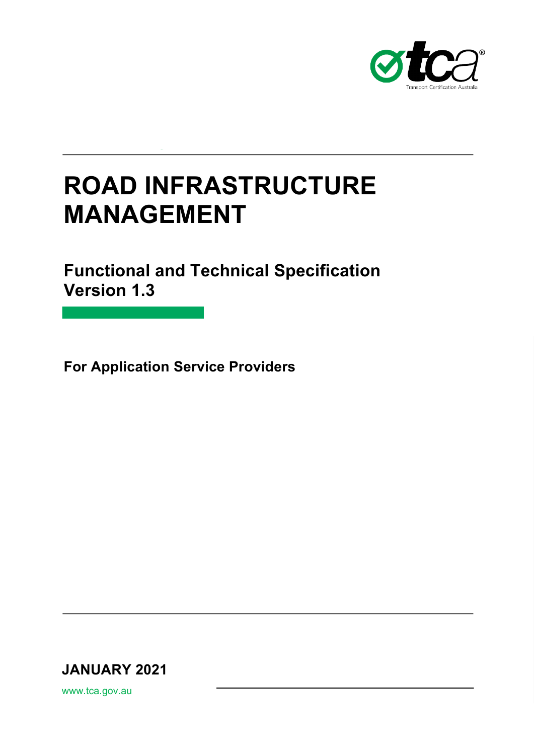Transport Certification Australia

# ROAD INFRASTRUCTURE MANAGEMENT

## Functional and Technical Specification Version 1.3

**For Application Service Providers**

**JANUARY 2021**

www.tca.gov.au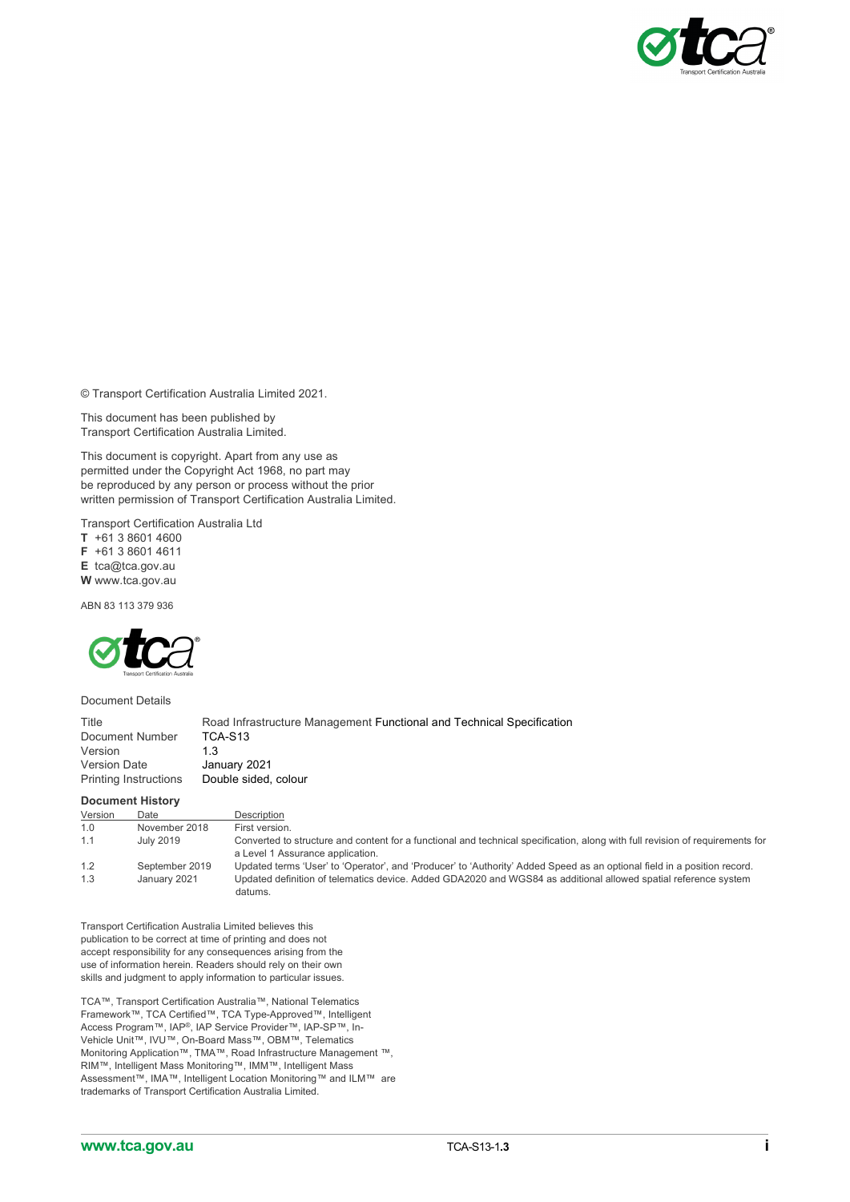© Transport Certification Australia Limited 2021.

This document has been published by Transport Certification Australia Limited.

This document is copyright. Apart from any use as permitted under the Copyright Act 1968, no part may be reproduced by any person or process without the prior written permission of Transport Certification Australia Limited.

Transport Certification Australia Ltd
**T** +61 3 8601 4600
**F** +61 3 8601 4611
**E** tca@tca.gov.au
**W** www.tca.gov.au

ABN 83 113 379 936

Document Details

| | |
|---|---|
| Title | Road Infrastructure Management Functional and Technical Specification |
| Document Number | TCA-S13 |
| Version | 1.3 |
| Version Date | January 2021 |
| Printing Instructions | Double sided, colour |

**Document History**

| Version | Date | Description |
|---|---|---|
| 1.0 | November 2018 | First version. |
| 1.1 | July 2019 | Converted to structure and content for a functional and technical specification, along with full revision of requirements for a Level 1 Assurance application. |
| 1.2 | September 2019 | Updated terms 'User' to 'Operator', and 'Producer' to 'Authority' Added Speed as an optional field in a position record. |
| 1.3 | January 2021 | Updated definition of telematics device. Added GDA2020 and WGS84 as additional allowed spatial reference system datums. |

Transport Certification Australia Limited believes this publication to be correct at time of printing and does not accept responsibility for any consequences arising from the use of information herein. Readers should rely on their own skills and judgment to apply information to particular issues.

TCA™, Transport Certification Australia™, National Telematics Framework™, TCA Certified™, TCA Type-Approved™, Intelligent Access Program™, IAP®, IAP Service Provider™, IAP-SP™, In-Vehicle Unit™, IVU™, On-Board Mass™, OBM™, Telematics Monitoring Application™, TMA™, Road Infrastructure Management ™, RIM™, Intelligent Mass Monitoring™, IMM™, Intelligent Mass Assessment™, IMA™, Intelligent Location Monitoring™ and ILM™ are trademarks of Transport Certification Australia Limited.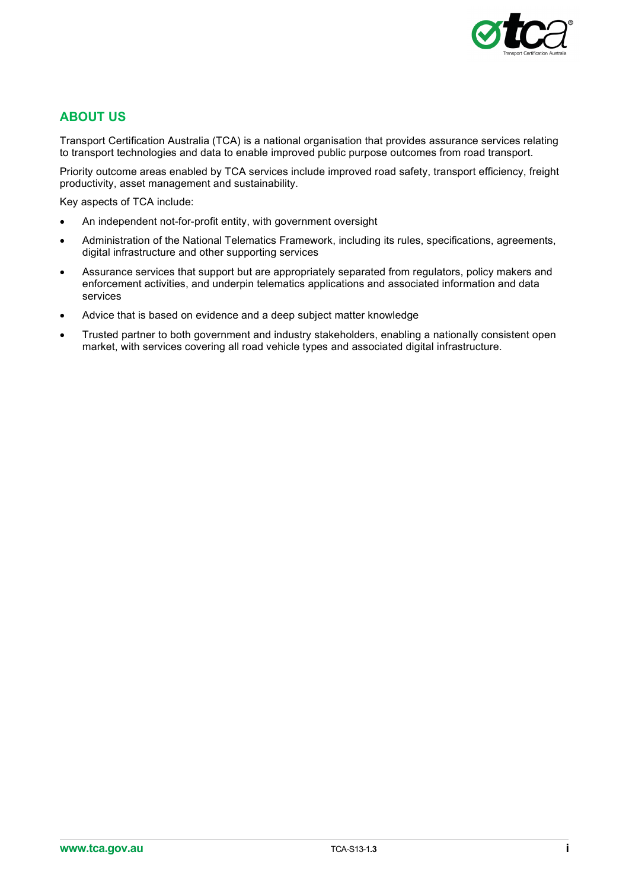## ABOUT US

Transport Certification Australia (TCA) is a national organisation that provides assurance services relating to transport technologies and data to enable improved public purpose outcomes from road transport.

Priority outcome areas enabled by TCA services include improved road safety, transport efficiency, freight productivity, asset management and sustainability.

Key aspects of TCA include:

- An independent not-for-profit entity, with government oversight
- Administration of the National Telematics Framework, including its rules, specifications, agreements, digital infrastructure and other supporting services
- Assurance services that support but are appropriately separated from regulators, policy makers and enforcement activities, and underpin telematics applications and associated information and data services
- Advice that is based on evidence and a deep subject matter knowledge
- Trusted partner to both government and industry stakeholders, enabling a nationally consistent open market, with services covering all road vehicle types and associated digital infrastructure.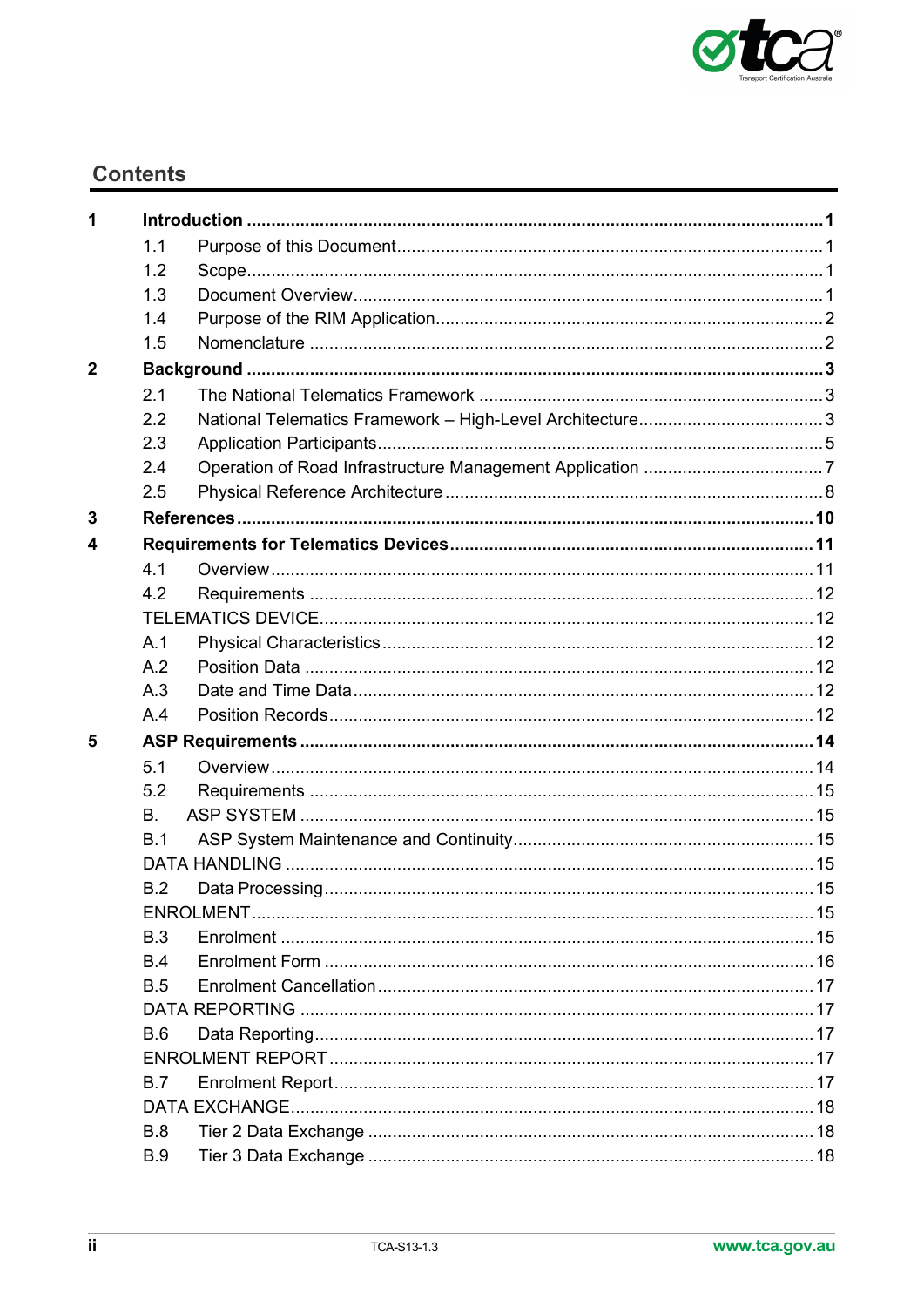## Contents

| | | |
|---|---|---|
| **1** | **Introduction** | **1** |
| 1.1 | Purpose of this Document | 1 |
| 1.2 | Scope | 1 |
| 1.3 | Document Overview | 1 |
| 1.4 | Purpose of the RIM Application | 2 |
| 1.5 | Nomenclature | 2 |
| **2** | **Background** | **3** |
| 2.1 | The National Telematics Framework | 3 |
| 2.2 | National Telematics Framework – High-Level Architecture | 3 |
| 2.3 | Application Participants | 5 |
| 2.4 | Operation of Road Infrastructure Management Application | 7 |
| 2.5 | Physical Reference Architecture | 8 |
| **3** | **References** | **10** |
| **4** | **Requirements for Telematics Devices** | **11** |
| 4.1 | Overview | 11 |
| 4.2 | Requirements | 12 |
| | TELEMATICS DEVICE | 12 |
| A.1 | Physical Characteristics | 12 |
| A.2 | Position Data | 12 |
| A.3 | Date and Time Data | 12 |
| A.4 | Position Records | 12 |
| **5** | **ASP Requirements** | **14** |
| 5.1 | Overview | 14 |
| 5.2 | Requirements | 15 |
| B. | ASP SYSTEM | 15 |
| B.1 | ASP System Maintenance and Continuity | 15 |
| | DATA HANDLING | 15 |
| B.2 | Data Processing | 15 |
| | ENROLMENT | 15 |
| B.3 | Enrolment | 15 |
| B.4 | Enrolment Form | 16 |
| B.5 | Enrolment Cancellation | 17 |
| | DATA REPORTING | 17 |
| B.6 | Data Reporting | 17 |
| | ENROLMENT REPORT | 17 |
| B.7 | Enrolment Report | 17 |
| | DATA EXCHANGE | 18 |
| B.8 | Tier 2 Data Exchange | 18 |
| B.9 | Tier 3 Data Exchange | 18 |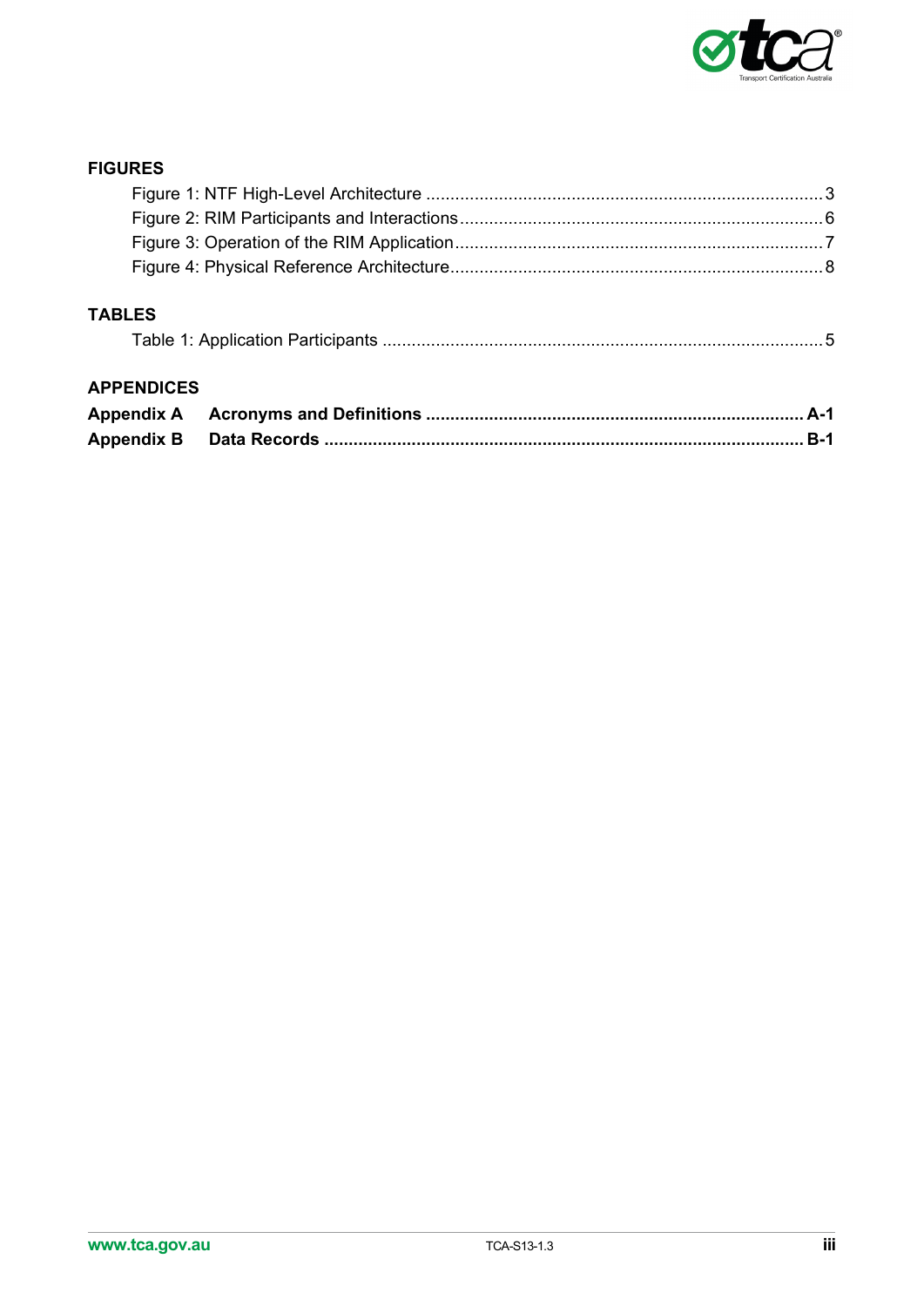## FIGURES

Figure 1: NTF High-Level Architecture ..................................................................................... 3
Figure 2: RIM Participants and Interactions ............................................................................. 6
Figure 3: Operation of the RIM Application .............................................................................. 7
Figure 4: Physical Reference Architecture ............................................................................... 8

## TABLES

Table 1: Application Participants ............................................................................................ 5

## APPENDICES

**Appendix A Acronyms and Definitions ............................................................................ A-1**
**Appendix B Data Records ................................................................................................ B-1**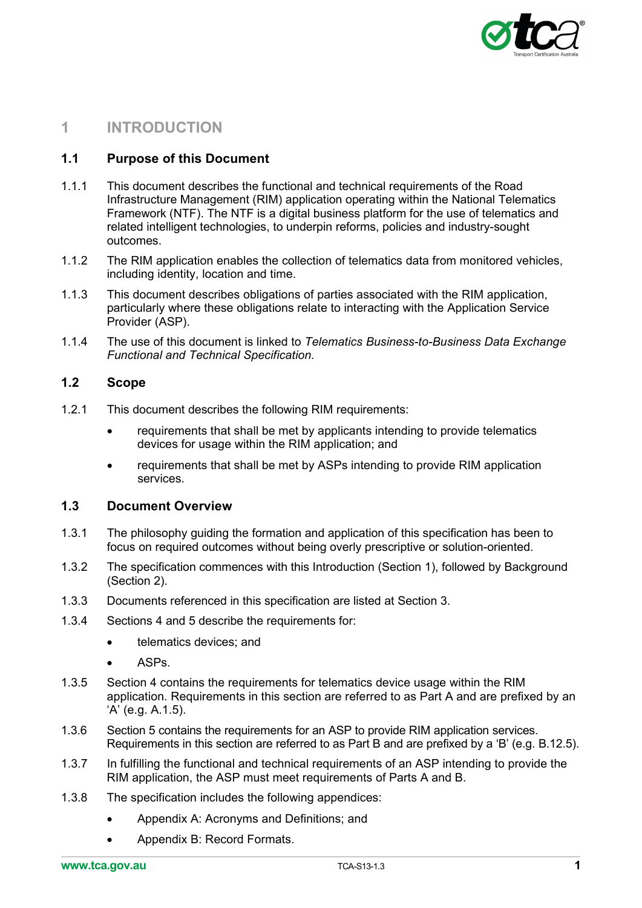# 1 INTRODUCTION

## 1.1 Purpose of this Document

1.1.1 This document describes the functional and technical requirements of the Road Infrastructure Management (RIM) application operating within the National Telematics Framework (NTF). The NTF is a digital business platform for the use of telematics and related intelligent technologies, to underpin reforms, policies and industry-sought outcomes.

1.1.2 The RIM application enables the collection of telematics data from monitored vehicles, including identity, location and time.

1.1.3 This document describes obligations of parties associated with the RIM application, particularly where these obligations relate to interacting with the Application Service Provider (ASP).

1.1.4 The use of this document is linked to *Telematics Business-to-Business Data Exchange Functional and Technical Specification.*

## 1.2 Scope

1.2.1 This document describes the following RIM requirements:

- requirements that shall be met by applicants intending to provide telematics devices for usage within the RIM application; and
- requirements that shall be met by ASPs intending to provide RIM application services.

## 1.3 Document Overview

1.3.1 The philosophy guiding the formation and application of this specification has been to focus on required outcomes without being overly prescriptive or solution-oriented.

1.3.2 The specification commences with this Introduction (Section 1), followed by Background (Section 2).

1.3.3 Documents referenced in this specification are listed at Section 3.

1.3.4 Sections 4 and 5 describe the requirements for:

- telematics devices; and
- ASPs.

1.3.5 Section 4 contains the requirements for telematics device usage within the RIM application. Requirements in this section are referred to as Part A and are prefixed by an 'A' (e.g. A.1.5).

1.3.6 Section 5 contains the requirements for an ASP to provide RIM application services. Requirements in this section are referred to as Part B and are prefixed by a 'B' (e.g. B.12.5).

1.3.7 In fulfilling the functional and technical requirements of an ASP intending to provide the RIM application, the ASP must meet requirements of Parts A and B.

1.3.8 The specification includes the following appendices:

- Appendix A: Acronyms and Definitions; and
- Appendix B: Record Formats.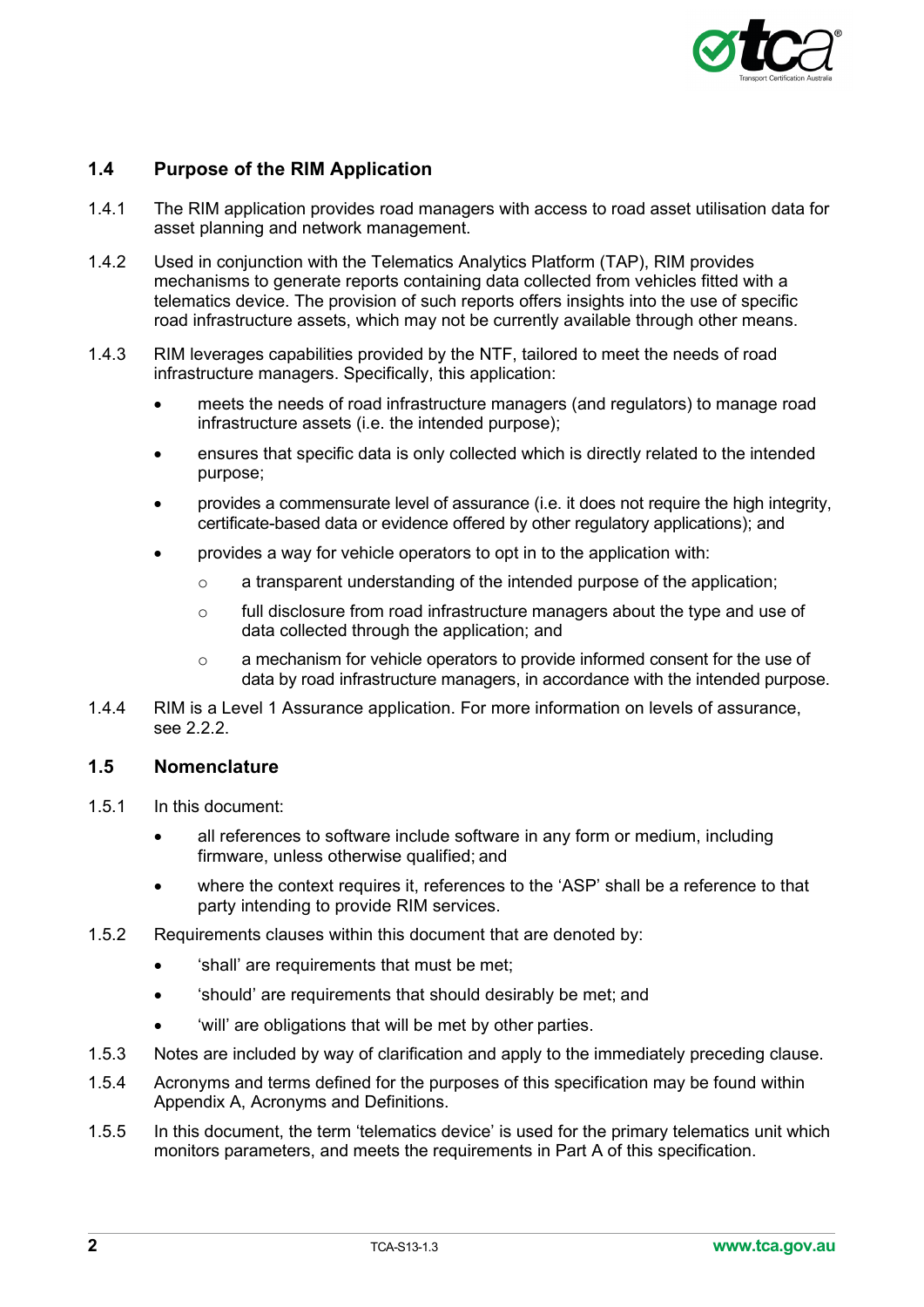## 1.4 Purpose of the RIM Application

1.4.1 The RIM application provides road managers with access to road asset utilisation data for asset planning and network management.

1.4.2 Used in conjunction with the Telematics Analytics Platform (TAP), RIM provides mechanisms to generate reports containing data collected from vehicles fitted with a telematics device. The provision of such reports offers insights into the use of specific road infrastructure assets, which may not be currently available through other means.

1.4.3 RIM leverages capabilities provided by the NTF, tailored to meet the needs of road infrastructure managers. Specifically, this application:

- meets the needs of road infrastructure managers (and regulators) to manage road infrastructure assets (i.e. the intended purpose);
- ensures that specific data is only collected which is directly related to the intended purpose;
- provides a commensurate level of assurance (i.e. it does not require the high integrity, certificate-based data or evidence offered by other regulatory applications); and
- provides a way for vehicle operators to opt in to the application with:
  - a transparent understanding of the intended purpose of the application;
  - full disclosure from road infrastructure managers about the type and use of data collected through the application; and
  - a mechanism for vehicle operators to provide informed consent for the use of data by road infrastructure managers, in accordance with the intended purpose.

1.4.4 RIM is a Level 1 Assurance application. For more information on levels of assurance, see 2.2.2.

## 1.5 Nomenclature

1.5.1 In this document:

- all references to software include software in any form or medium, including firmware, unless otherwise qualified; and
- where the context requires it, references to the 'ASP' shall be a reference to that party intending to provide RIM services.

1.5.2 Requirements clauses within this document that are denoted by:

- 'shall' are requirements that must be met;
- 'should' are requirements that should desirably be met; and
- 'will' are obligations that will be met by other parties.

1.5.3 Notes are included by way of clarification and apply to the immediately preceding clause.

1.5.4 Acronyms and terms defined for the purposes of this specification may be found within Appendix A, Acronyms and Definitions.

1.5.5 In this document, the term 'telematics device' is used for the primary telematics unit which monitors parameters, and meets the requirements in Part A of this specification.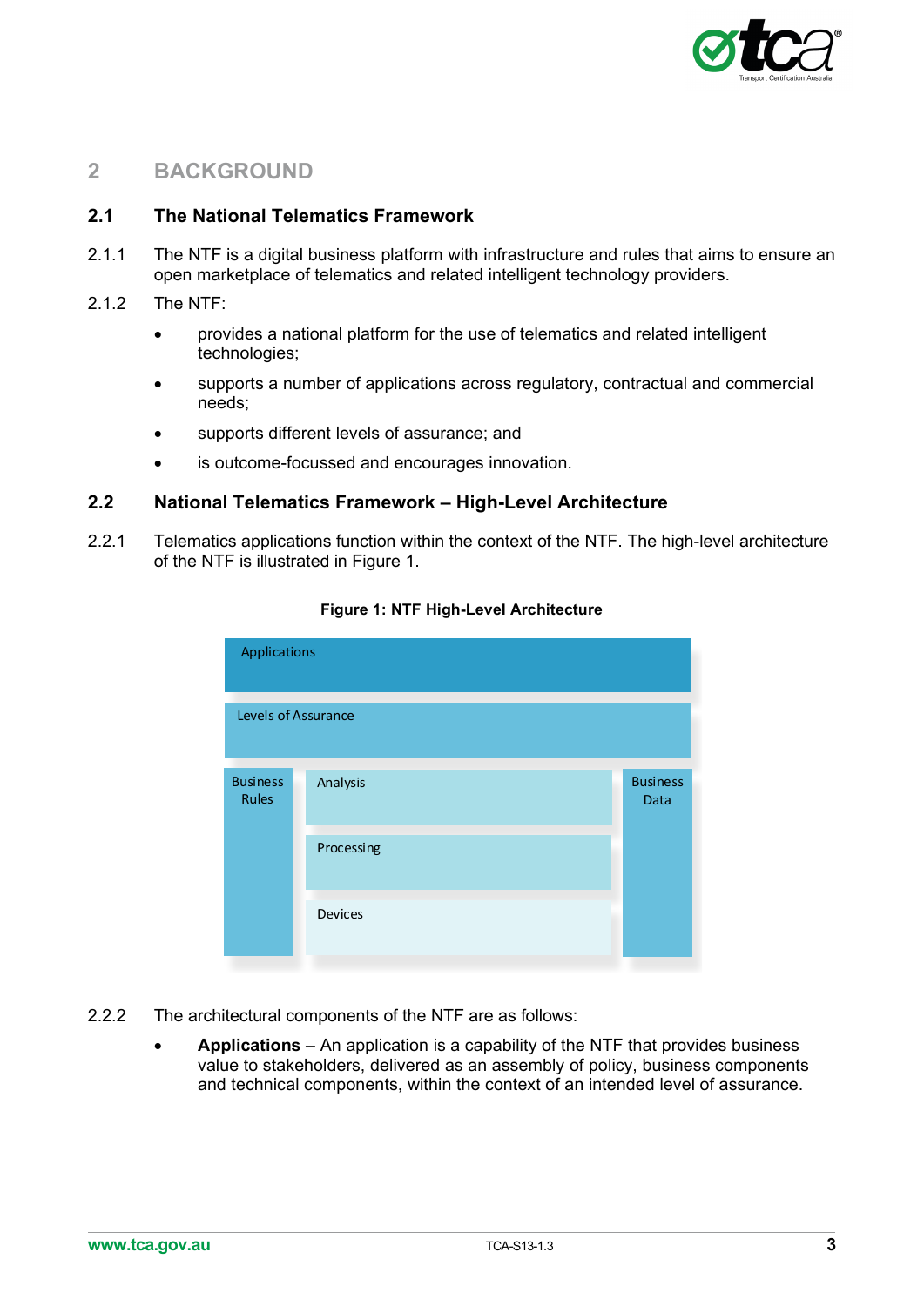# 2 BACKGROUND

## 2.1 The National Telematics Framework

2.1.1 The NTF is a digital business platform with infrastructure and rules that aims to ensure an open marketplace of telematics and related intelligent technology providers.

2.1.2 The NTF:

- provides a national platform for the use of telematics and related intelligent technologies;
- supports a number of applications across regulatory, contractual and commercial needs;
- supports different levels of assurance; and
- is outcome-focussed and encourages innovation.

## 2.2 National Telematics Framework – High-Level Architecture

2.2.1 Telematics applications function within the context of the NTF. The high-level architecture of the NTF is illustrated in Figure 1.

**Figure 1: NTF High-Level Architecture**

| Applications | | |
|---|---|---|
| Levels of Assurance | | |
| Business Rules | Analysis | Business Data |
| | Processing | |
| | Devices | |

2.2.2 The architectural components of the NTF are as follows:

- **Applications** – An application is a capability of the NTF that provides business value to stakeholders, delivered as an assembly of policy, business components and technical components, within the context of an intended level of assurance.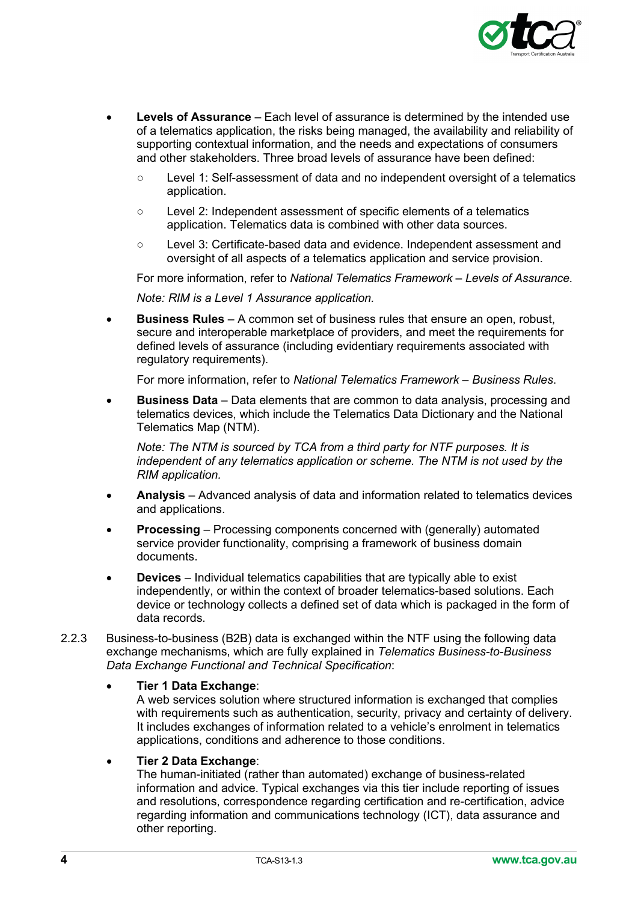- **Levels of Assurance** – Each level of assurance is determined by the intended use of a telematics application, the risks being managed, the availability and reliability of supporting contextual information, and the needs and expectations of consumers and other stakeholders. Three broad levels of assurance have been defined:
  - Level 1: Self-assessment of data and no independent oversight of a telematics application.
  - Level 2: Independent assessment of specific elements of a telematics application. Telematics data is combined with other data sources.
  - Level 3: Certificate-based data and evidence. Independent assessment and oversight of all aspects of a telematics application and service provision.

  For more information, refer to *National Telematics Framework – Levels of Assurance*.

  *Note: RIM is a Level 1 Assurance application.*

- **Business Rules** – A common set of business rules that ensure an open, robust, secure and interoperable marketplace of providers, and meet the requirements for defined levels of assurance (including evidentiary requirements associated with regulatory requirements).

  For more information, refer to *National Telematics Framework – Business Rules*.

- **Business Data** – Data elements that are common to data analysis, processing and telematics devices, which include the Telematics Data Dictionary and the National Telematics Map (NTM).

  *Note: The NTM is sourced by TCA from a third party for NTF purposes. It is independent of any telematics application or scheme. The NTM is not used by the RIM application.*

- **Analysis** – Advanced analysis of data and information related to telematics devices and applications.
- **Processing** – Processing components concerned with (generally) automated service provider functionality, comprising a framework of business domain documents.
- **Devices** – Individual telematics capabilities that are typically able to exist independently, or within the context of broader telematics-based solutions. Each device or technology collects a defined set of data which is packaged in the form of data records.

2.2.3 Business-to-business (B2B) data is exchanged within the NTF using the following data exchange mechanisms, which are fully explained in *Telematics Business-to-Business Data Exchange Functional and Technical Specification*:

- **Tier 1 Data Exchange**:
  A web services solution where structured information is exchanged that complies with requirements such as authentication, security, privacy and certainty of delivery. It includes exchanges of information related to a vehicle's enrolment in telematics applications, conditions and adherence to those conditions.
- **Tier 2 Data Exchange**:
  The human-initiated (rather than automated) exchange of business-related information and advice. Typical exchanges via this tier include reporting of issues and resolutions, correspondence regarding certification and re-certification, advice regarding information and communications technology (ICT), data assurance and other reporting.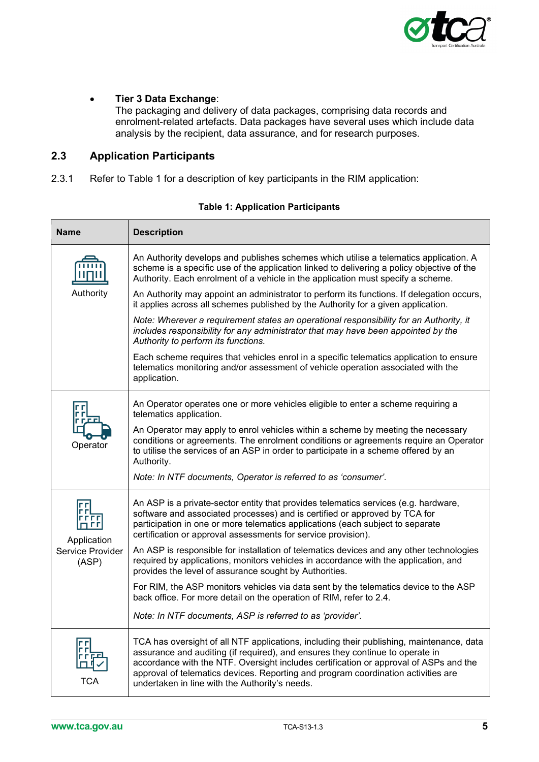- **Tier 3 Data Exchange**:
  The packaging and delivery of data packages, comprising data records and enrolment-related artefacts. Data packages have several uses which include data analysis by the recipient, data assurance, and for research purposes.

## 2.3 Application Participants

2.3.1 Refer to Table 1 for a description of key participants in the RIM application:

**Table 1: Application Participants**

| Name | Description |
|---|---|
| Authority | An Authority develops and publishes schemes which utilise a telematics application. A scheme is a specific use of the application linked to delivering a policy objective of the Authority. Each enrolment of a vehicle in the application must specify a scheme.<br><br>An Authority may appoint an administrator to perform its functions. If delegation occurs, it applies across all schemes published by the Authority for a given application.<br><br>*Note: Wherever a requirement states an operational responsibility for an Authority, it includes responsibility for any administrator that may have been appointed by the Authority to perform its functions.*<br><br>Each scheme requires that vehicles enrol in a specific telematics application to ensure telematics monitoring and/or assessment of vehicle operation associated with the application. |
| Operator | An Operator operates one or more vehicles eligible to enter a scheme requiring a telematics application.<br><br>An Operator may apply to enrol vehicles within a scheme by meeting the necessary conditions or agreements. The enrolment conditions or agreements require an Operator to utilise the services of an ASP in order to participate in a scheme offered by an Authority.<br><br>*Note: In NTF documents, Operator is referred to as 'consumer'.* |
| Application Service Provider (ASP) | An ASP is a private-sector entity that provides telematics services (e.g. hardware, software and associated processes) and is certified or approved by TCA for participation in one or more telematics applications (each subject to separate certification or approval assessments for service provision).<br><br>An ASP is responsible for installation of telematics devices and any other technologies required by applications, monitors vehicles in accordance with the application, and provides the level of assurance sought by Authorities.<br><br>For RIM, the ASP monitors vehicles via data sent by the telematics device to the ASP back office. For more detail on the operation of RIM, refer to 2.4.<br><br>*Note: In NTF documents, ASP is referred to as 'provider'.* |
| TCA | TCA has oversight of all NTF applications, including their publishing, maintenance, data assurance and auditing (if required), and ensures they continue to operate in accordance with the NTF. Oversight includes certification or approval of ASPs and the approval of telematics devices. Reporting and program coordination activities are undertaken in line with the Authority's needs. |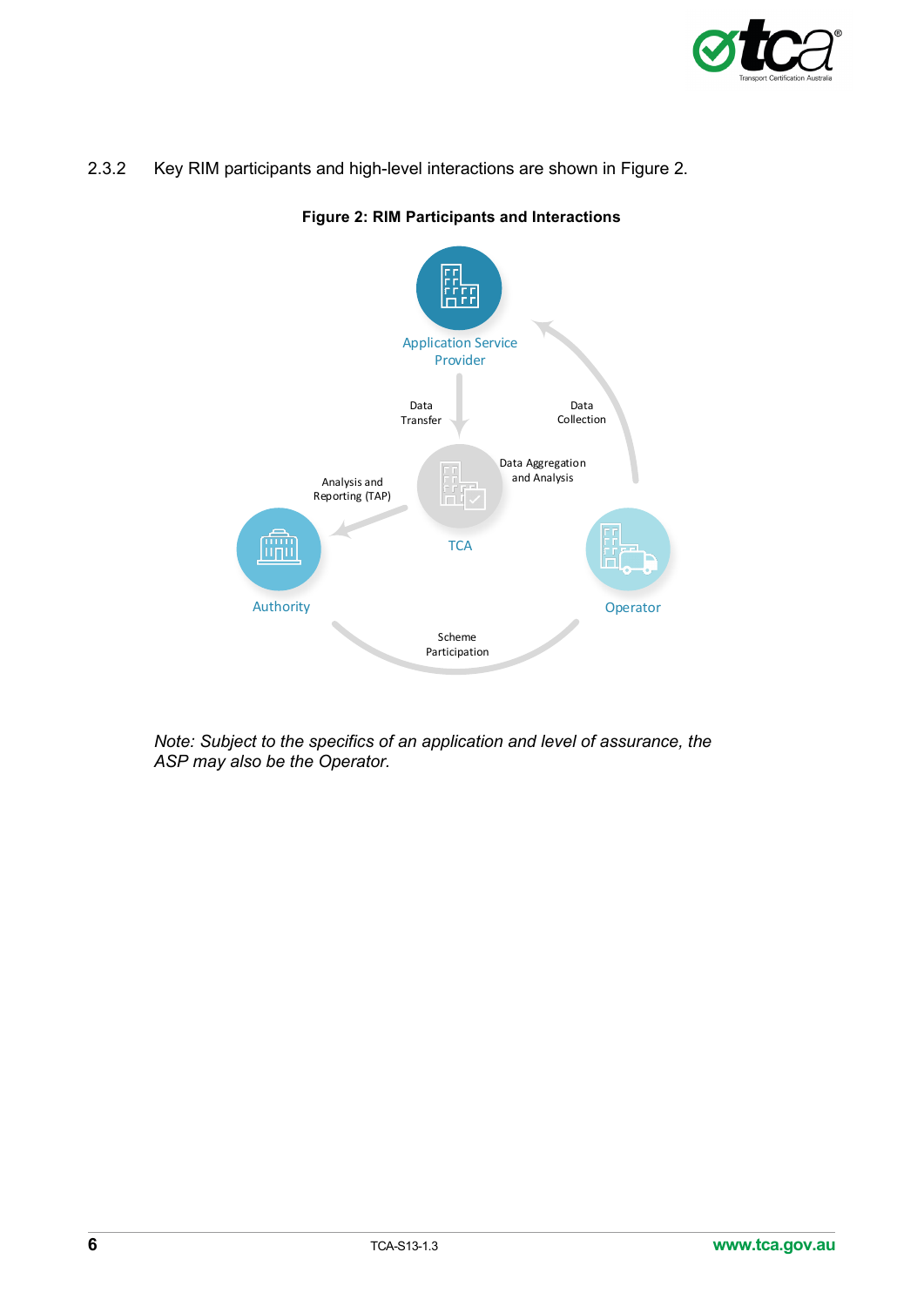2.3.2 Key RIM participants and high-level interactions are shown in Figure 2.

**Figure 2: RIM Participants and Interactions**

Application Service Provider

Data Transfer

Data Collection

Data Aggregation and Analysis

Analysis and Reporting (TAP)

TCA

Authority

Operator

Scheme Participation

*Note: Subject to the specifics of an application and level of assurance, the ASP may also be the Operator.*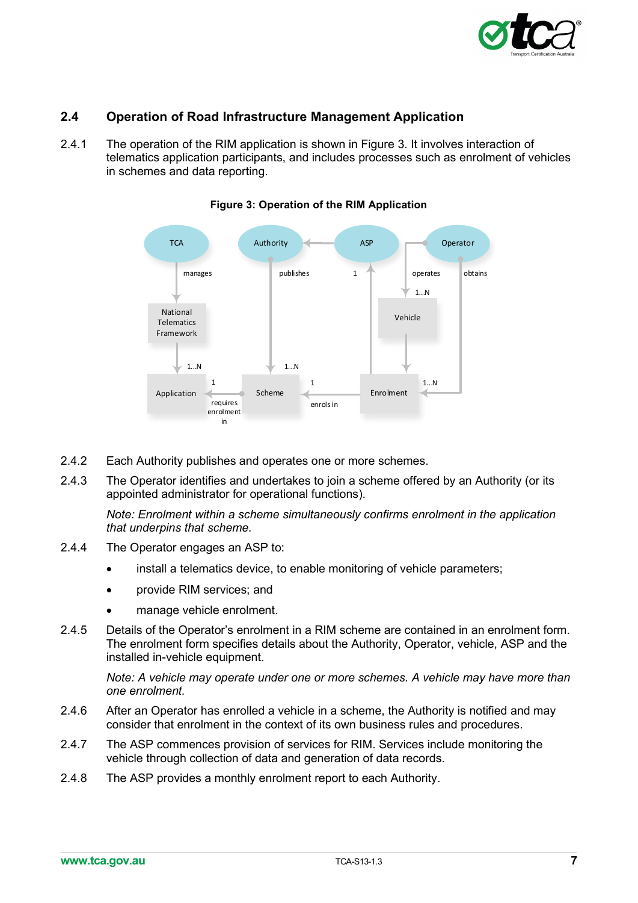## 2.4 Operation of Road Infrastructure Management Application

2.4.1 The operation of the RIM application is shown in Figure 3. It involves interaction of telematics application participants, and includes processes such as enrolment of vehicles in schemes and data reporting.

**Figure 3: Operation of the RIM Application**

2.4.2 Each Authority publishes and operates one or more schemes.

2.4.3 The Operator identifies and undertakes to join a scheme offered by an Authority (or its appointed administrator for operational functions).

*Note: Enrolment within a scheme simultaneously confirms enrolment in the application that underpins that scheme.*

2.4.4 The Operator engages an ASP to:

- install a telematics device, to enable monitoring of vehicle parameters;
- provide RIM services; and
- manage vehicle enrolment.

2.4.5 Details of the Operator's enrolment in a RIM scheme are contained in an enrolment form. The enrolment form specifies details about the Authority, Operator, vehicle, ASP and the installed in-vehicle equipment.

*Note: A vehicle may operate under one or more schemes. A vehicle may have more than one enrolment.*

2.4.6 After an Operator has enrolled a vehicle in a scheme, the Authority is notified and may consider that enrolment in the context of its own business rules and procedures.

2.4.7 The ASP commences provision of services for RIM. Services include monitoring the vehicle through collection of data and generation of data records.

2.4.8 The ASP provides a monthly enrolment report to each Authority.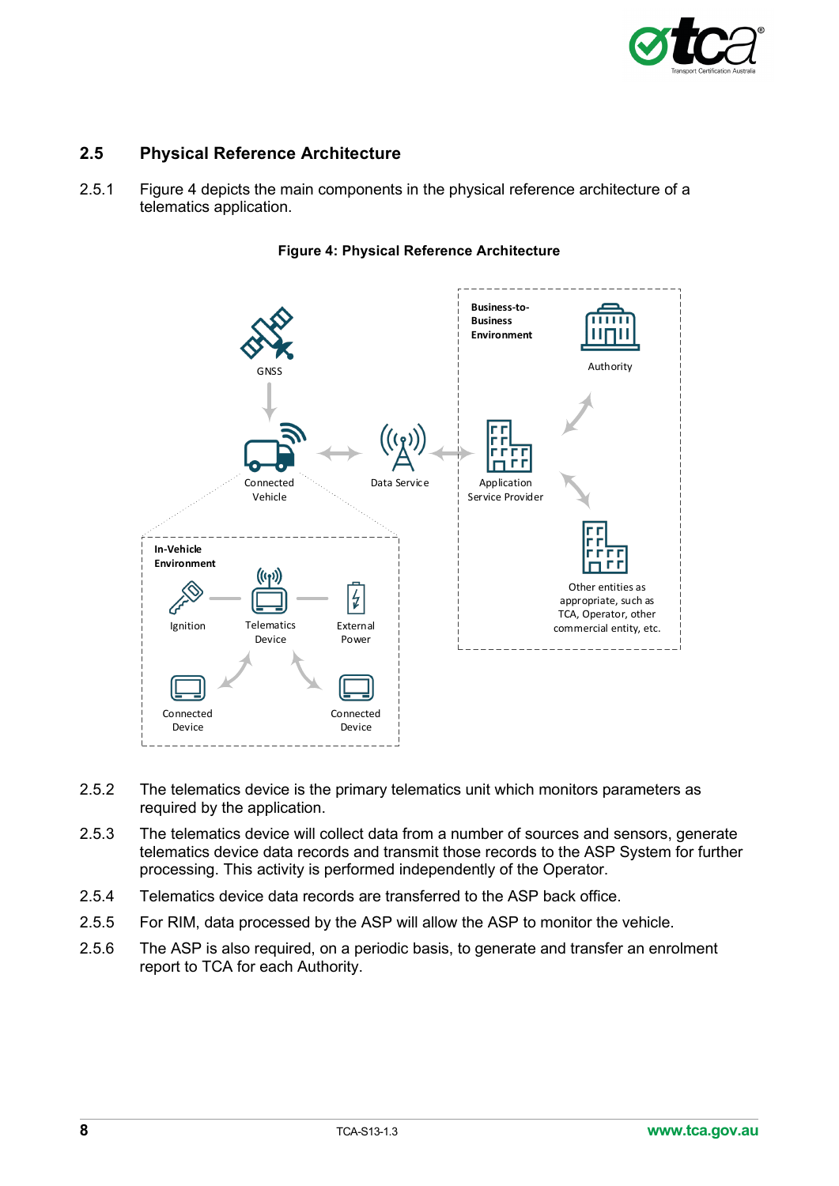## 2.5 Physical Reference Architecture

2.5.1 Figure 4 depicts the main components in the physical reference architecture of a telematics application.

**Figure 4: Physical Reference Architecture**

2.5.2 The telematics device is the primary telematics unit which monitors parameters as required by the application.

2.5.3 The telematics device will collect data from a number of sources and sensors, generate telematics device data records and transmit those records to the ASP System for further processing. This activity is performed independently of the Operator.

2.5.4 Telematics device data records are transferred to the ASP back office.

2.5.5 For RIM, data processed by the ASP will allow the ASP to monitor the vehicle.

2.5.6 The ASP is also required, on a periodic basis, to generate and transfer an enrolment report to TCA for each Authority.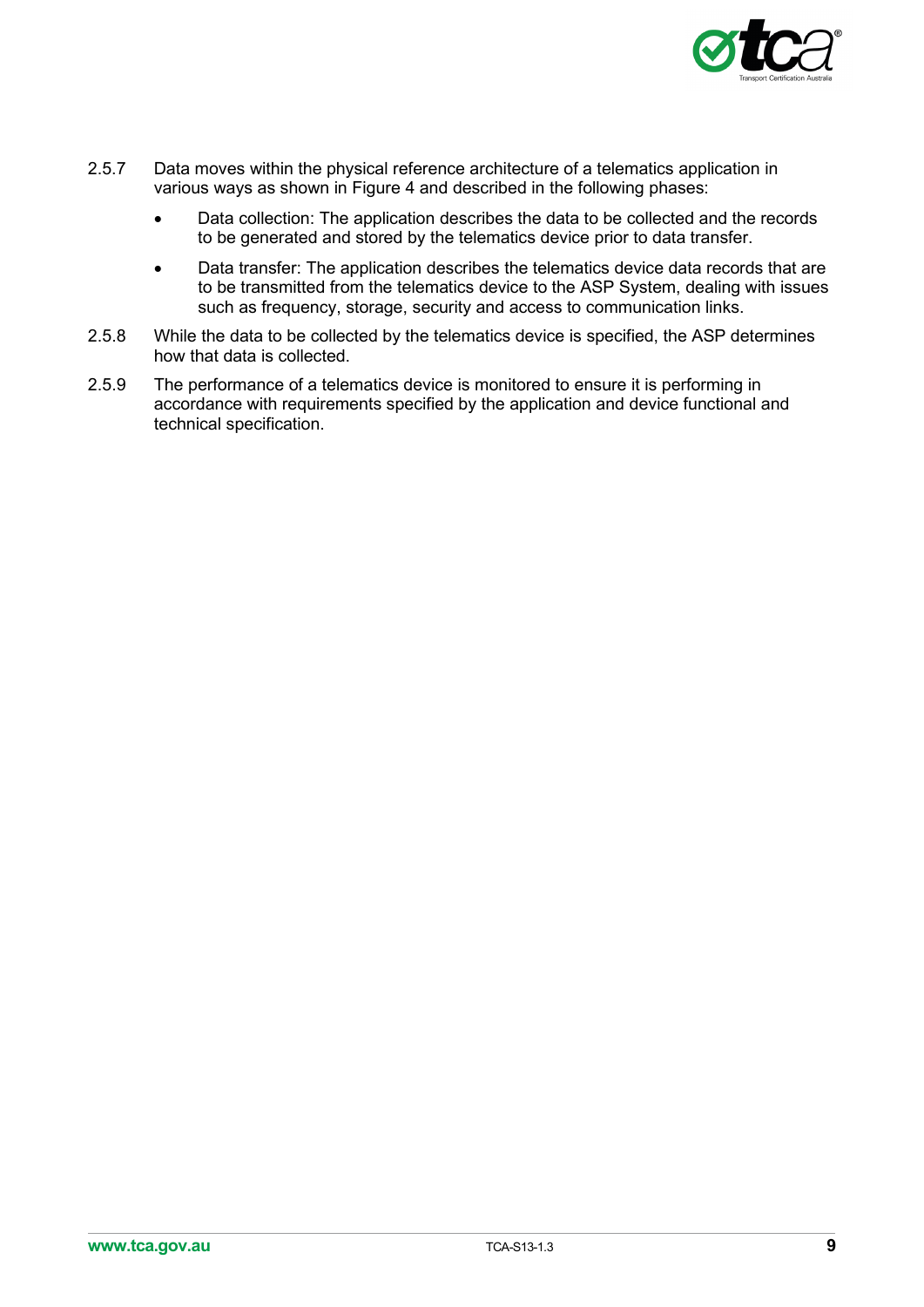2.5.7 Data moves within the physical reference architecture of a telematics application in various ways as shown in Figure 4 and described in the following phases:

- Data collection: The application describes the data to be collected and the records to be generated and stored by the telematics device prior to data transfer.
- Data transfer: The application describes the telematics device data records that are to be transmitted from the telematics device to the ASP System, dealing with issues such as frequency, storage, security and access to communication links.

2.5.8 While the data to be collected by the telematics device is specified, the ASP determines how that data is collected.

2.5.9 The performance of a telematics device is monitored to ensure it is performing in accordance with requirements specified by the application and device functional and technical specification.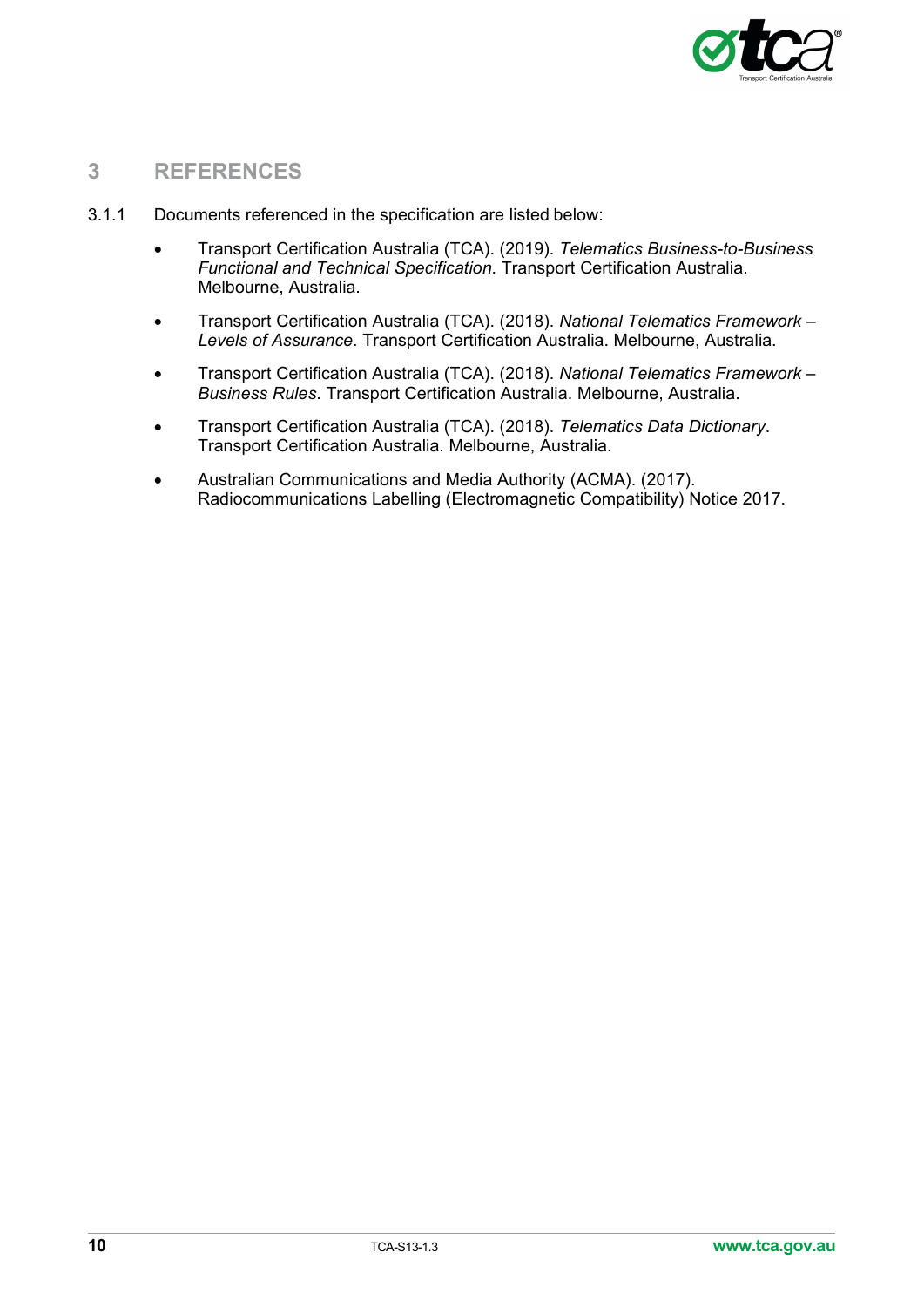# 3 REFERENCES

3.1.1 Documents referenced in the specification are listed below:

- Transport Certification Australia (TCA). (2019). *Telematics Business-to-Business Functional and Technical Specification*. Transport Certification Australia. Melbourne, Australia.
- Transport Certification Australia (TCA). (2018). *National Telematics Framework – Levels of Assurance*. Transport Certification Australia. Melbourne, Australia.
- Transport Certification Australia (TCA). (2018). *National Telematics Framework – Business Rules*. Transport Certification Australia. Melbourne, Australia.
- Transport Certification Australia (TCA). (2018). *Telematics Data Dictionary*. Transport Certification Australia. Melbourne, Australia.
- Australian Communications and Media Authority (ACMA). (2017). Radiocommunications Labelling (Electromagnetic Compatibility) Notice 2017.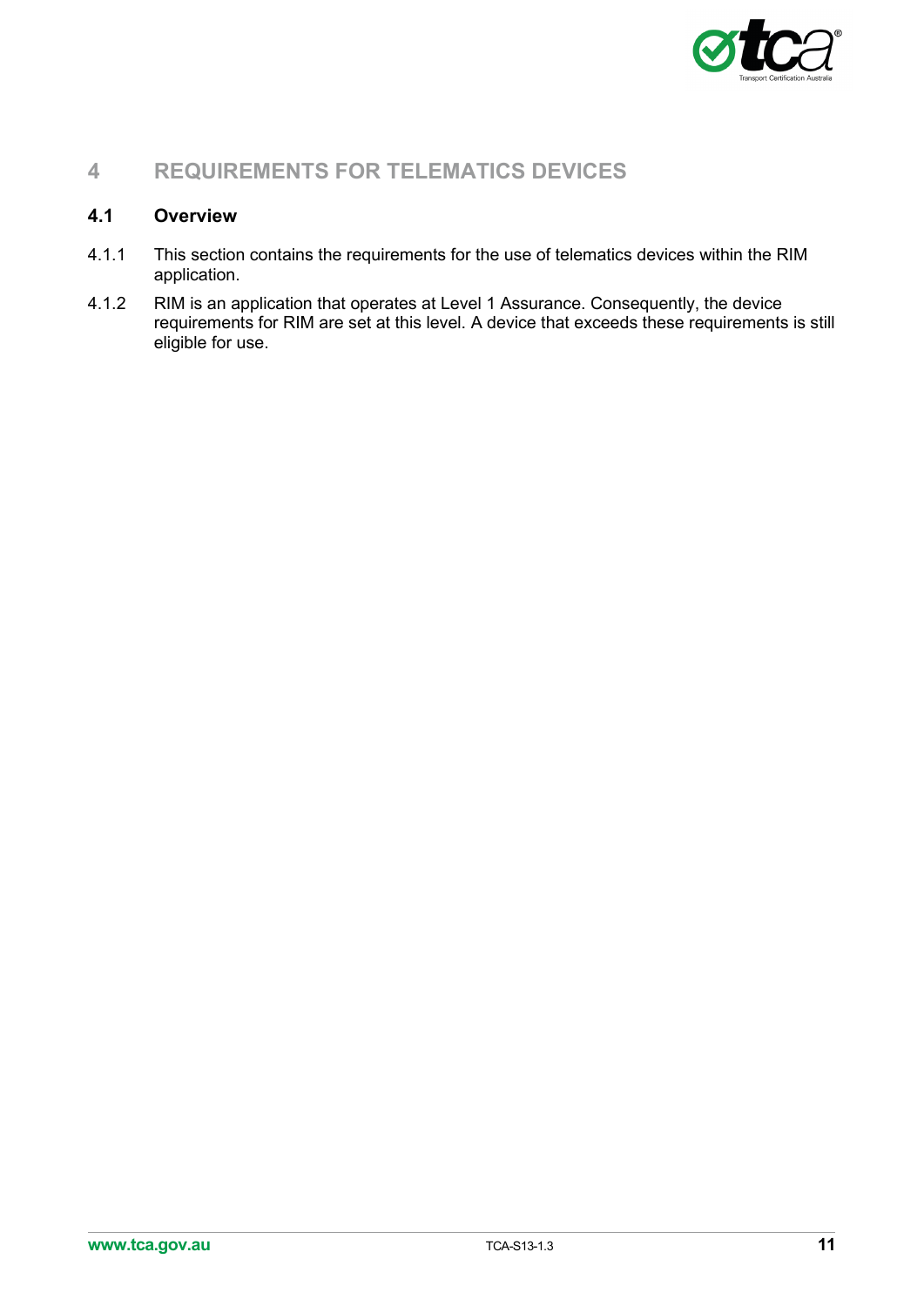# 4 REQUIREMENTS FOR TELEMATICS DEVICES

## 4.1 Overview

4.1.1 This section contains the requirements for the use of telematics devices within the RIM application.

4.1.2 RIM is an application that operates at Level 1 Assurance. Consequently, the device requirements for RIM are set at this level. A device that exceeds these requirements is still eligible for use.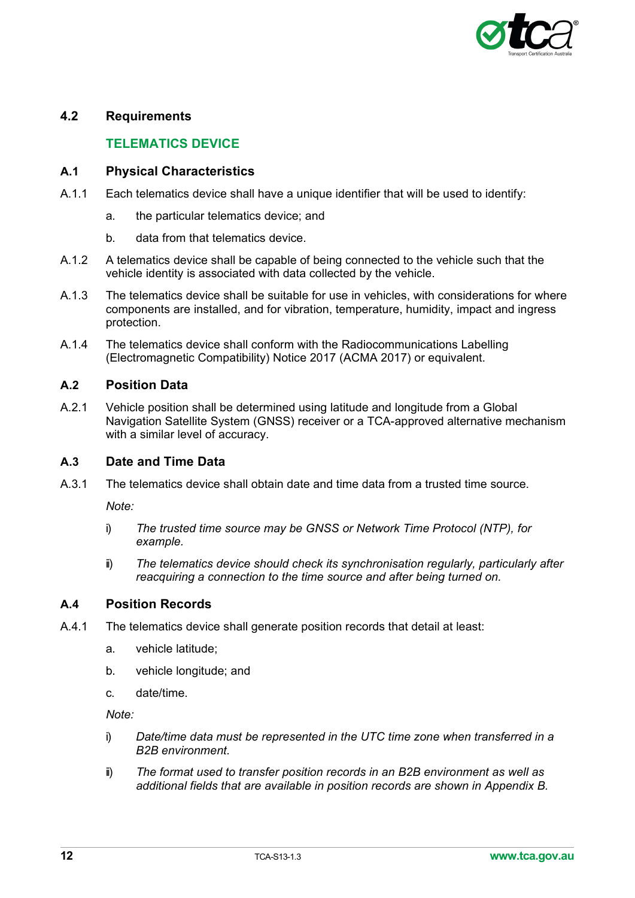## 4.2 Requirements

### TELEMATICS DEVICE

### A.1 Physical Characteristics

A.1.1 Each telematics device shall have a unique identifier that will be used to identify:

a. the particular telematics device; and

b. data from that telematics device.

A.1.2 A telematics device shall be capable of being connected to the vehicle such that the vehicle identity is associated with data collected by the vehicle.

A.1.3 The telematics device shall be suitable for use in vehicles, with considerations for where components are installed, and for vibration, temperature, humidity, impact and ingress protection.

A.1.4 The telematics device shall conform with the Radiocommunications Labelling (Electromagnetic Compatibility) Notice 2017 (ACMA 2017) or equivalent.

### A.2 Position Data

A.2.1 Vehicle position shall be determined using latitude and longitude from a Global Navigation Satellite System (GNSS) receiver or a TCA-approved alternative mechanism with a similar level of accuracy.

### A.3 Date and Time Data

A.3.1 The telematics device shall obtain date and time data from a trusted time source.

*Note:*

i) *The trusted time source may be GNSS or Network Time Protocol (NTP), for example.*

ii) *The telematics device should check its synchronisation regularly, particularly after reacquiring a connection to the time source and after being turned on.*

### A.4 Position Records

A.4.1 The telematics device shall generate position records that detail at least:

a. vehicle latitude;

b. vehicle longitude; and

c. date/time.

*Note:*

i) *Date/time data must be represented in the UTC time zone when transferred in a B2B environment.*

ii) *The format used to transfer position records in an B2B environment as well as additional fields that are available in position records are shown in Appendix B.*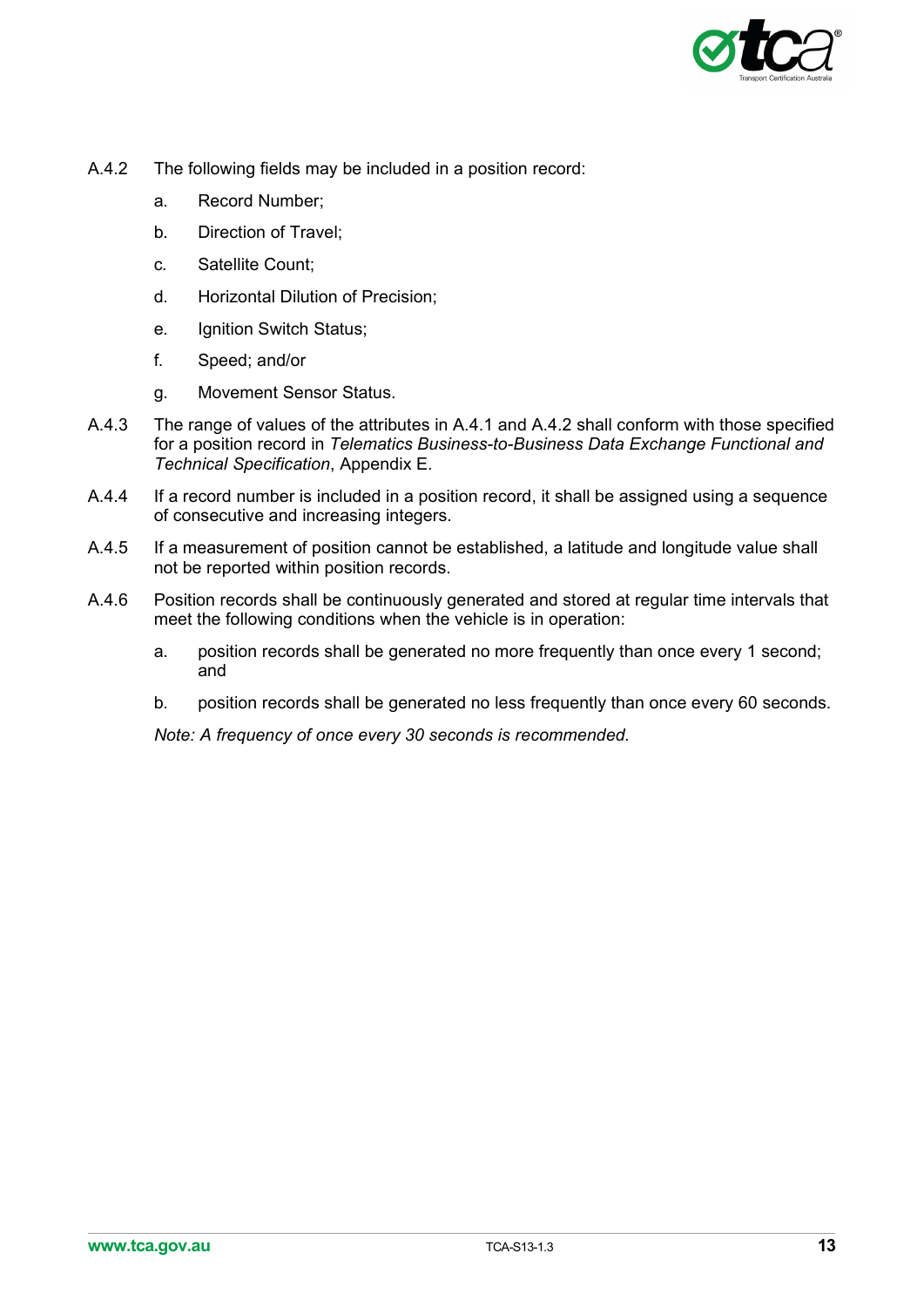A.4.2 The following fields may be included in a position record:

a. Record Number;

b. Direction of Travel;

c. Satellite Count;

d. Horizontal Dilution of Precision;

e. Ignition Switch Status;

f. Speed; and/or

g. Movement Sensor Status.

A.4.3 The range of values of the attributes in A.4.1 and A.4.2 shall conform with those specified for a position record in *Telematics Business-to-Business Data Exchange Functional and Technical Specification*, Appendix E.

A.4.4 If a record number is included in a position record, it shall be assigned using a sequence of consecutive and increasing integers.

A.4.5 If a measurement of position cannot be established, a latitude and longitude value shall not be reported within position records.

A.4.6 Position records shall be continuously generated and stored at regular time intervals that meet the following conditions when the vehicle is in operation:

a. position records shall be generated no more frequently than once every 1 second; and

b. position records shall be generated no less frequently than once every 60 seconds.

*Note: A frequency of once every 30 seconds is recommended.*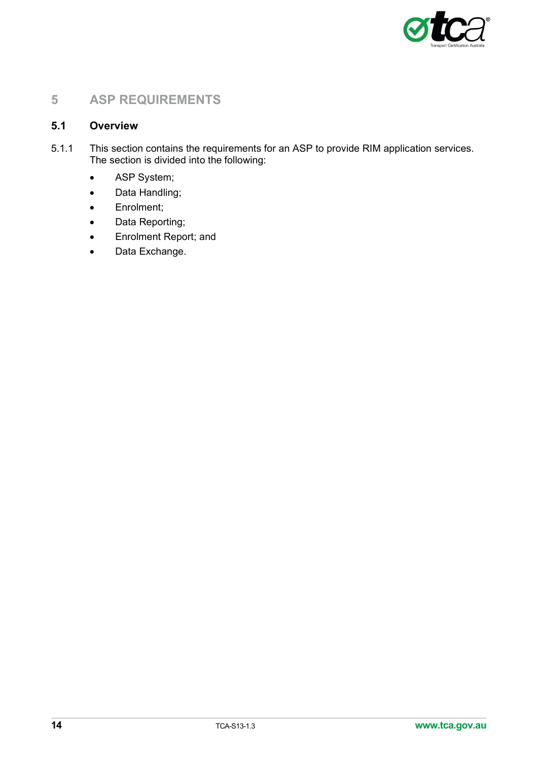# 5 ASP REQUIREMENTS

## 5.1 Overview

5.1.1 This section contains the requirements for an ASP to provide RIM application services. The section is divided into the following:

- ASP System;
- Data Handling;
- Enrolment;
- Data Reporting;
- Enrolment Report; and
- Data Exchange.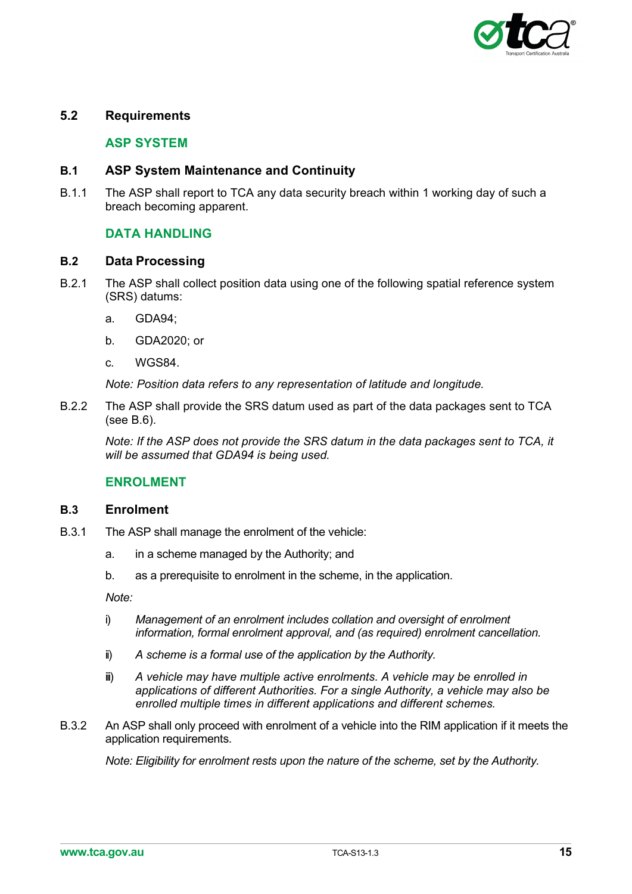## 5.2 Requirements

### ASP SYSTEM

#### B.1 ASP System Maintenance and Continuity

B.1.1 The ASP shall report to TCA any data security breach within 1 working day of such a breach becoming apparent.

### DATA HANDLING

#### B.2 Data Processing

B.2.1 The ASP shall collect position data using one of the following spatial reference system (SRS) datums:

a. GDA94;

b. GDA2020; or

c. WGS84.

*Note: Position data refers to any representation of latitude and longitude.*

B.2.2 The ASP shall provide the SRS datum used as part of the data packages sent to TCA (see B.6).

*Note: If the ASP does not provide the SRS datum in the data packages sent to TCA, it will be assumed that GDA94 is being used.*

### ENROLMENT

#### B.3 Enrolment

B.3.1 The ASP shall manage the enrolment of the vehicle:

a. in a scheme managed by the Authority; and

b. as a prerequisite to enrolment in the scheme, in the application.

*Note:*

i) *Management of an enrolment includes collation and oversight of enrolment information, formal enrolment approval, and (as required) enrolment cancellation.*

ii) *A scheme is a formal use of the application by the Authority.*

iii) *A vehicle may have multiple active enrolments. A vehicle may be enrolled in applications of different Authorities. For a single Authority, a vehicle may also be enrolled multiple times in different applications and different schemes.*

B.3.2 An ASP shall only proceed with enrolment of a vehicle into the RIM application if it meets the application requirements.

*Note: Eligibility for enrolment rests upon the nature of the scheme, set by the Authority.*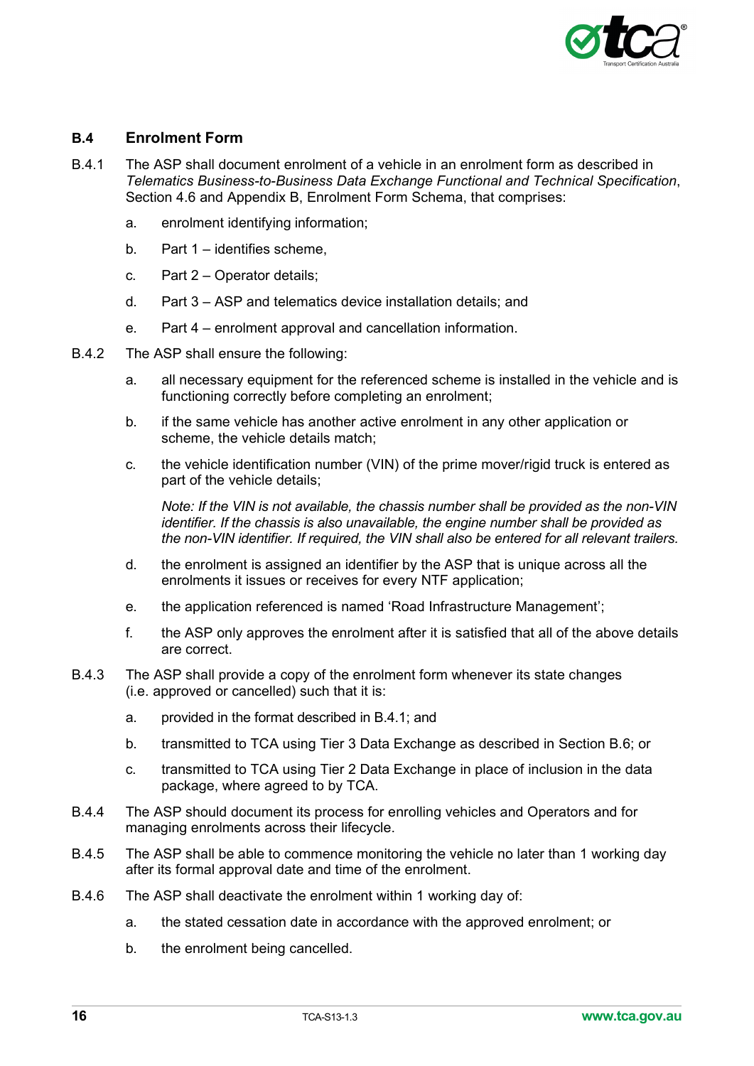## B.4 Enrolment Form

B.4.1 The ASP shall document enrolment of a vehicle in an enrolment form as described in *Telematics Business-to-Business Data Exchange Functional and Technical Specification*, Section 4.6 and Appendix B, Enrolment Form Schema, that comprises:

a. enrolment identifying information;

b. Part 1 – identifies scheme,

c. Part 2 – Operator details;

d. Part 3 – ASP and telematics device installation details; and

e. Part 4 – enrolment approval and cancellation information.

B.4.2 The ASP shall ensure the following:

a. all necessary equipment for the referenced scheme is installed in the vehicle and is functioning correctly before completing an enrolment;

b. if the same vehicle has another active enrolment in any other application or scheme, the vehicle details match;

c. the vehicle identification number (VIN) of the prime mover/rigid truck is entered as part of the vehicle details;

*Note: If the VIN is not available, the chassis number shall be provided as the non-VIN identifier. If the chassis is also unavailable, the engine number shall be provided as the non-VIN identifier. If required, the VIN shall also be entered for all relevant trailers.*

d. the enrolment is assigned an identifier by the ASP that is unique across all the enrolments it issues or receives for every NTF application;

e. the application referenced is named 'Road Infrastructure Management';

f. the ASP only approves the enrolment after it is satisfied that all of the above details are correct.

B.4.3 The ASP shall provide a copy of the enrolment form whenever its state changes (i.e. approved or cancelled) such that it is:

a. provided in the format described in B.4.1; and

b. transmitted to TCA using Tier 3 Data Exchange as described in Section B.6; or

c. transmitted to TCA using Tier 2 Data Exchange in place of inclusion in the data package, where agreed to by TCA.

B.4.4 The ASP should document its process for enrolling vehicles and Operators and for managing enrolments across their lifecycle.

B.4.5 The ASP shall be able to commence monitoring the vehicle no later than 1 working day after its formal approval date and time of the enrolment.

B.4.6 The ASP shall deactivate the enrolment within 1 working day of:

a. the stated cessation date in accordance with the approved enrolment; or

b. the enrolment being cancelled.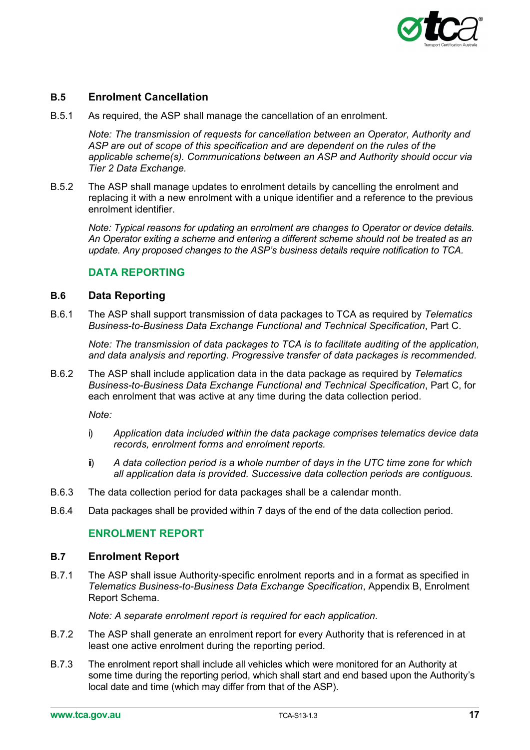### B.5 Enrolment Cancellation

B.5.1 As required, the ASP shall manage the cancellation of an enrolment.

*Note: The transmission of requests for cancellation between an Operator, Authority and ASP are out of scope of this specification and are dependent on the rules of the applicable scheme(s). Communications between an ASP and Authority should occur via Tier 2 Data Exchange.*

B.5.2 The ASP shall manage updates to enrolment details by cancelling the enrolment and replacing it with a new enrolment with a unique identifier and a reference to the previous enrolment identifier.

*Note: Typical reasons for updating an enrolment are changes to Operator or device details. An Operator exiting a scheme and entering a different scheme should not be treated as an update. Any proposed changes to the ASP's business details require notification to TCA.*

## DATA REPORTING

### B.6 Data Reporting

B.6.1 The ASP shall support transmission of data packages to TCA as required by *Telematics Business-to-Business Data Exchange Functional and Technical Specification*, Part C.

*Note: The transmission of data packages to TCA is to facilitate auditing of the application, and data analysis and reporting. Progressive transfer of data packages is recommended.*

B.6.2 The ASP shall include application data in the data package as required by *Telematics Business-to-Business Data Exchange Functional and Technical Specification*, Part C, for each enrolment that was active at any time during the data collection period.

*Note:*

i) *Application data included within the data package comprises telematics device data records, enrolment forms and enrolment reports.*

ii) *A data collection period is a whole number of days in the UTC time zone for which all application data is provided. Successive data collection periods are contiguous.*

B.6.3 The data collection period for data packages shall be a calendar month.

B.6.4 Data packages shall be provided within 7 days of the end of the data collection period.

## ENROLMENT REPORT

### B.7 Enrolment Report

B.7.1 The ASP shall issue Authority-specific enrolment reports and in a format as specified in *Telematics Business-to-Business Data Exchange Specification*, Appendix B, Enrolment Report Schema.

*Note: A separate enrolment report is required for each application.*

B.7.2 The ASP shall generate an enrolment report for every Authority that is referenced in at least one active enrolment during the reporting period.

B.7.3 The enrolment report shall include all vehicles which were monitored for an Authority at some time during the reporting period, which shall start and end based upon the Authority's local date and time (which may differ from that of the ASP).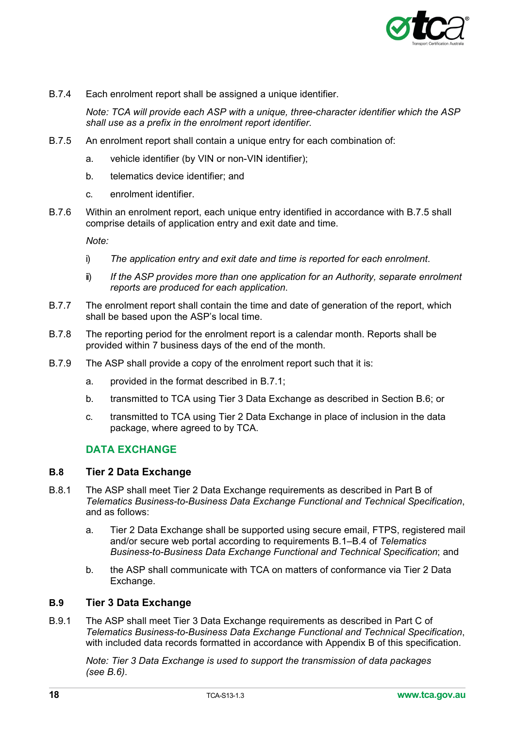B.7.4 Each enrolment report shall be assigned a unique identifier.

*Note: TCA will provide each ASP with a unique, three-character identifier which the ASP shall use as a prefix in the enrolment report identifier.*

B.7.5 An enrolment report shall contain a unique entry for each combination of:

a. vehicle identifier (by VIN or non-VIN identifier);

b. telematics device identifier; and

c. enrolment identifier.

B.7.6 Within an enrolment report, each unique entry identified in accordance with B.7.5 shall comprise details of application entry and exit date and time.

*Note:*

i) *The application entry and exit date and time is reported for each enrolment.*

ii) *If the ASP provides more than one application for an Authority, separate enrolment reports are produced for each application.*

B.7.7 The enrolment report shall contain the time and date of generation of the report, which shall be based upon the ASP's local time.

B.7.8 The reporting period for the enrolment report is a calendar month. Reports shall be provided within 7 business days of the end of the month.

B.7.9 The ASP shall provide a copy of the enrolment report such that it is:

a. provided in the format described in B.7.1;

b. transmitted to TCA using Tier 3 Data Exchange as described in Section B.6; or

c. transmitted to TCA using Tier 2 Data Exchange in place of inclusion in the data package, where agreed to by TCA.

## DATA EXCHANGE

### B.8 Tier 2 Data Exchange

B.8.1 The ASP shall meet Tier 2 Data Exchange requirements as described in Part B of *Telematics Business-to-Business Data Exchange Functional and Technical Specification*, and as follows:

a. Tier 2 Data Exchange shall be supported using secure email, FTPS, registered mail and/or secure web portal according to requirements B.1–B.4 of *Telematics Business-to-Business Data Exchange Functional and Technical Specification*; and

b. the ASP shall communicate with TCA on matters of conformance via Tier 2 Data Exchange.

### B.9 Tier 3 Data Exchange

B.9.1 The ASP shall meet Tier 3 Data Exchange requirements as described in Part C of *Telematics Business-to-Business Data Exchange Functional and Technical Specification*, with included data records formatted in accordance with Appendix B of this specification.

*Note: Tier 3 Data Exchange is used to support the transmission of data packages (see B.6).*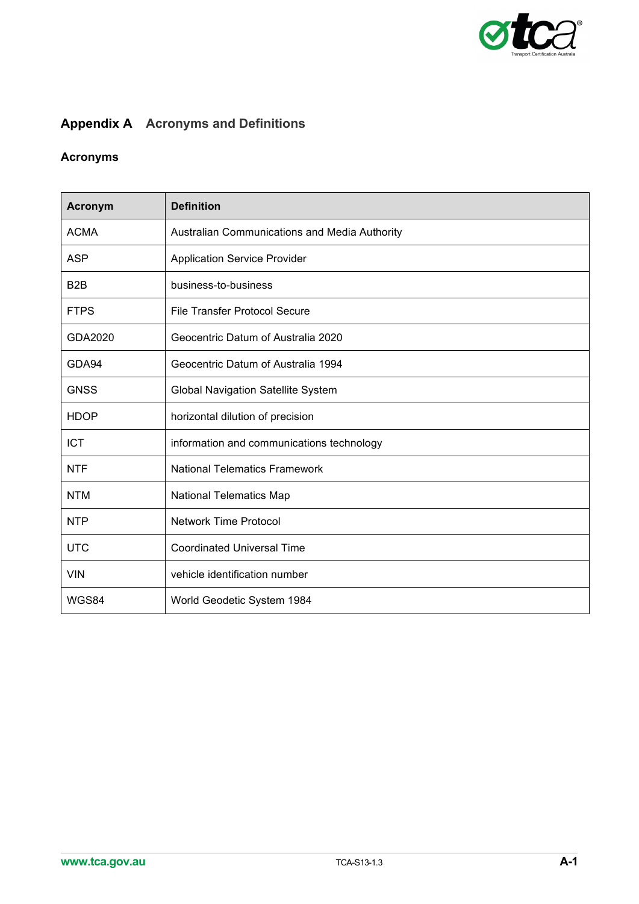# Appendix A Acronyms and Definitions

## Acronyms

| Acronym | Definition |
|---|---|
| ACMA | Australian Communications and Media Authority |
| ASP | Application Service Provider |
| B2B | business-to-business |
| FTPS | File Transfer Protocol Secure |
| GDA2020 | Geocentric Datum of Australia 2020 |
| GDA94 | Geocentric Datum of Australia 1994 |
| GNSS | Global Navigation Satellite System |
| HDOP | horizontal dilution of precision |
| ICT | information and communications technology |
| NTF | National Telematics Framework |
| NTM | National Telematics Map |
| NTP | Network Time Protocol |
| UTC | Coordinated Universal Time |
| VIN | vehicle identification number |
| WGS84 | World Geodetic System 1984 |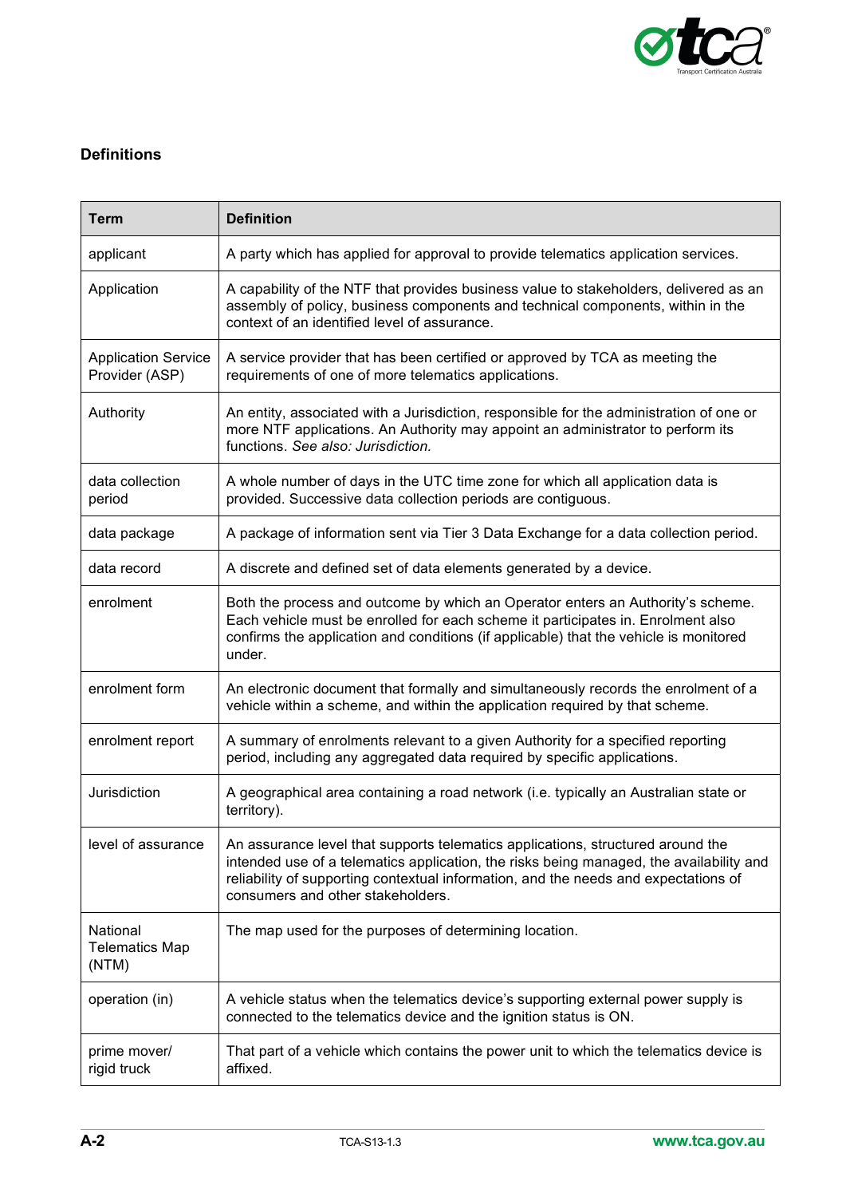## Definitions

| Term | Definition |
|---|---|
| applicant | A party which has applied for approval to provide telematics application services. |
| Application | A capability of the NTF that provides business value to stakeholders, delivered as an assembly of policy, business components and technical components, within in the context of an identified level of assurance. |
| Application Service Provider (ASP) | A service provider that has been certified or approved by TCA as meeting the requirements of one of more telematics applications. |
| Authority | An entity, associated with a Jurisdiction, responsible for the administration of one or more NTF applications. An Authority may appoint an administrator to perform its functions. *See also: Jurisdiction.* |
| data collection period | A whole number of days in the UTC time zone for which all application data is provided. Successive data collection periods are contiguous. |
| data package | A package of information sent via Tier 3 Data Exchange for a data collection period. |
| data record | A discrete and defined set of data elements generated by a device. |
| enrolment | Both the process and outcome by which an Operator enters an Authority's scheme. Each vehicle must be enrolled for each scheme it participates in. Enrolment also confirms the application and conditions (if applicable) that the vehicle is monitored under. |
| enrolment form | An electronic document that formally and simultaneously records the enrolment of a vehicle within a scheme, and within the application required by that scheme. |
| enrolment report | A summary of enrolments relevant to a given Authority for a specified reporting period, including any aggregated data required by specific applications. |
| Jurisdiction | A geographical area containing a road network (i.e. typically an Australian state or territory). |
| level of assurance | An assurance level that supports telematics applications, structured around the intended use of a telematics application, the risks being managed, the availability and reliability of supporting contextual information, and the needs and expectations of consumers and other stakeholders. |
| National Telematics Map (NTM) | The map used for the purposes of determining location. |
| operation (in) | A vehicle status when the telematics device's supporting external power supply is connected to the telematics device and the ignition status is ON. |
| prime mover/ rigid truck | That part of a vehicle which contains the power unit to which the telematics device is affixed. |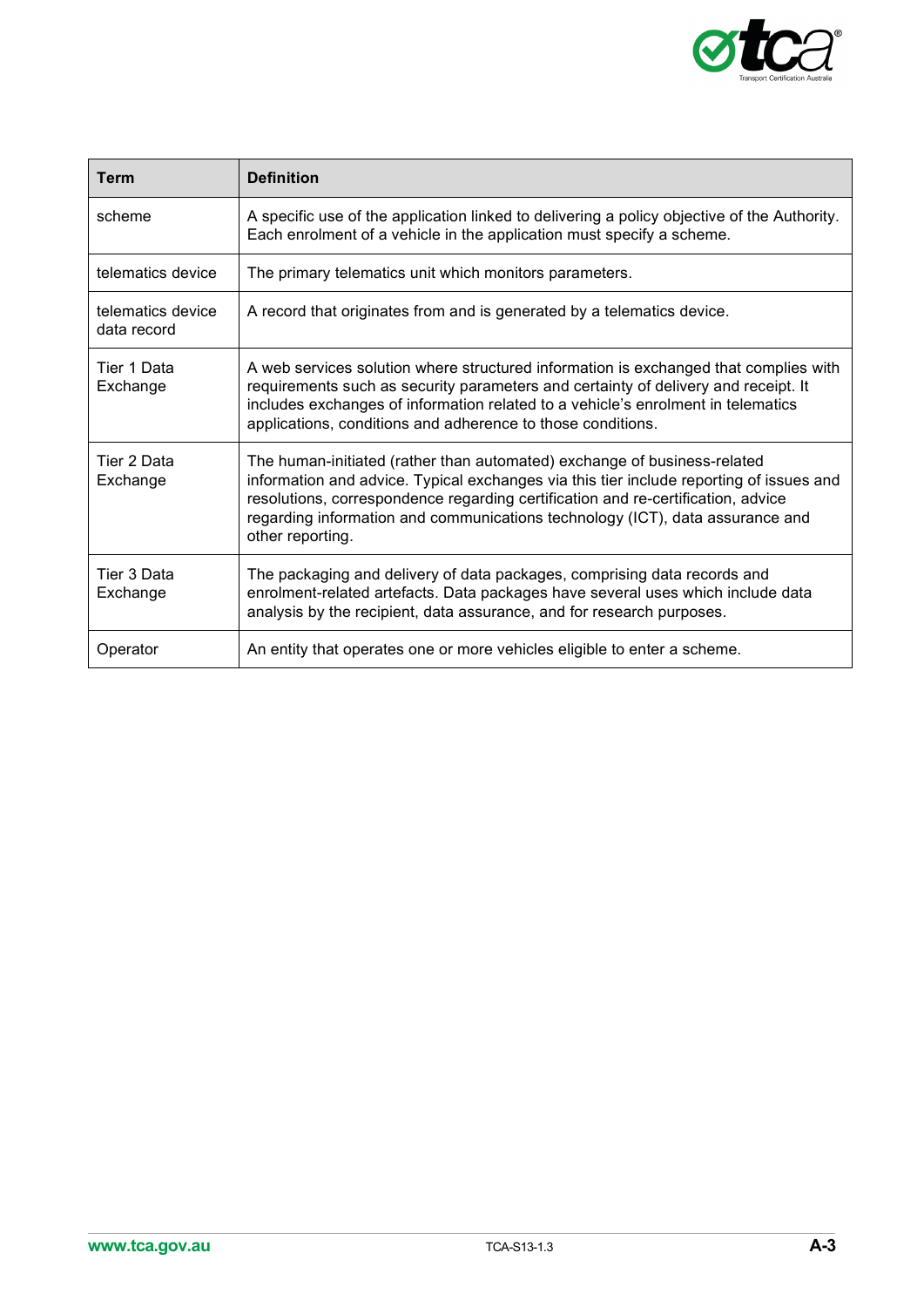| Term | Definition |
|---|---|
| scheme | A specific use of the application linked to delivering a policy objective of the Authority. Each enrolment of a vehicle in the application must specify a scheme. |
| telematics device | The primary telematics unit which monitors parameters. |
| telematics device data record | A record that originates from and is generated by a telematics device. |
| Tier 1 Data Exchange | A web services solution where structured information is exchanged that complies with requirements such as security parameters and certainty of delivery and receipt. It includes exchanges of information related to a vehicle's enrolment in telematics applications, conditions and adherence to those conditions. |
| Tier 2 Data Exchange | The human-initiated (rather than automated) exchange of business-related information and advice. Typical exchanges via this tier include reporting of issues and resolutions, correspondence regarding certification and re-certification, advice regarding information and communications technology (ICT), data assurance and other reporting. |
| Tier 3 Data Exchange | The packaging and delivery of data packages, comprising data records and enrolment-related artefacts. Data packages have several uses which include data analysis by the recipient, data assurance, and for research purposes. |
| Operator | An entity that operates one or more vehicles eligible to enter a scheme. |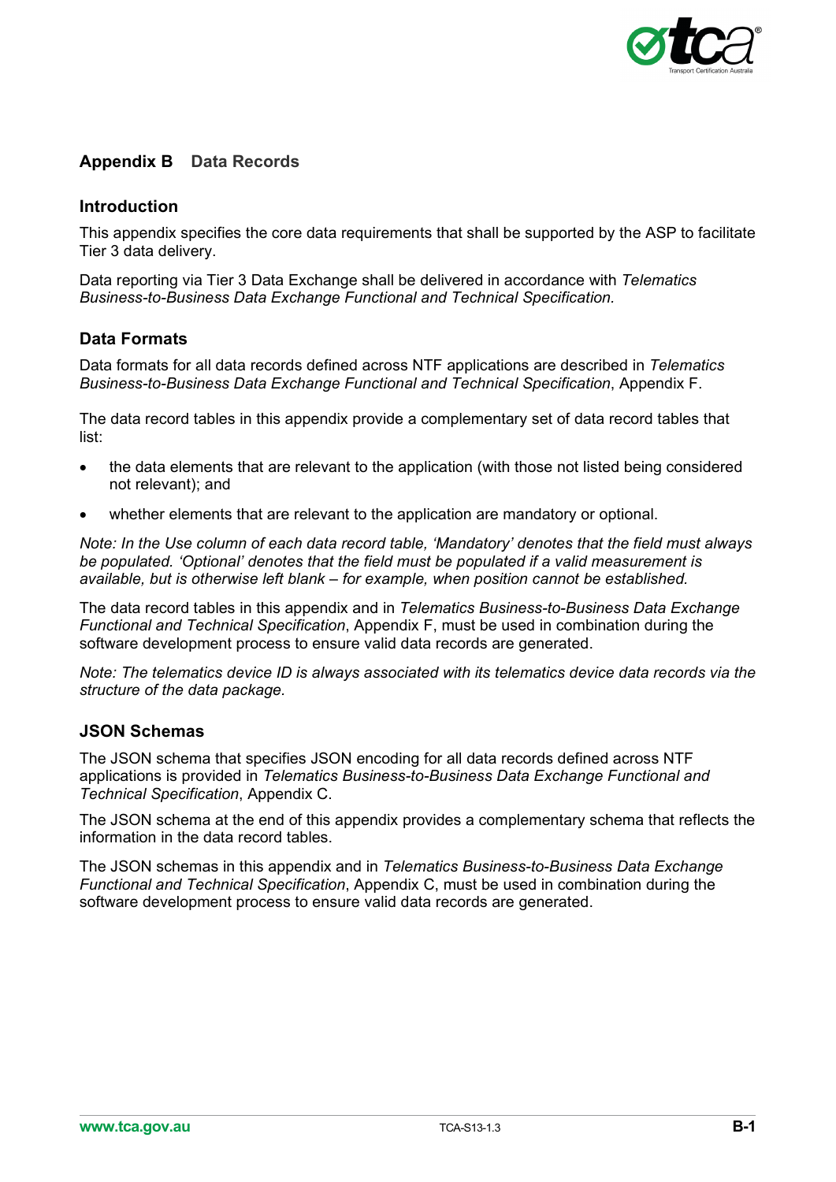# Appendix B Data Records

## Introduction

This appendix specifies the core data requirements that shall be supported by the ASP to facilitate Tier 3 data delivery.

Data reporting via Tier 3 Data Exchange shall be delivered in accordance with *Telematics Business-to-Business Data Exchange Functional and Technical Specification*.

## Data Formats

Data formats for all data records defined across NTF applications are described in *Telematics Business-to-Business Data Exchange Functional and Technical Specification*, Appendix F.

The data record tables in this appendix provide a complementary set of data record tables that list:

- the data elements that are relevant to the application (with those not listed being considered not relevant); and
- whether elements that are relevant to the application are mandatory or optional.

*Note: In the Use column of each data record table, 'Mandatory' denotes that the field must always be populated. 'Optional' denotes that the field must be populated if a valid measurement is available, but is otherwise left blank – for example, when position cannot be established.*

The data record tables in this appendix and in *Telematics Business-to-Business Data Exchange Functional and Technical Specification*, Appendix F, must be used in combination during the software development process to ensure valid data records are generated.

*Note: The telematics device ID is always associated with its telematics device data records via the structure of the data package.*

## JSON Schemas

The JSON schema that specifies JSON encoding for all data records defined across NTF applications is provided in *Telematics Business-to-Business Data Exchange Functional and Technical Specification*, Appendix C.

The JSON schema at the end of this appendix provides a complementary schema that reflects the information in the data record tables.

The JSON schemas in this appendix and in *Telematics Business-to-Business Data Exchange Functional and Technical Specification*, Appendix C, must be used in combination during the software development process to ensure valid data records are generated.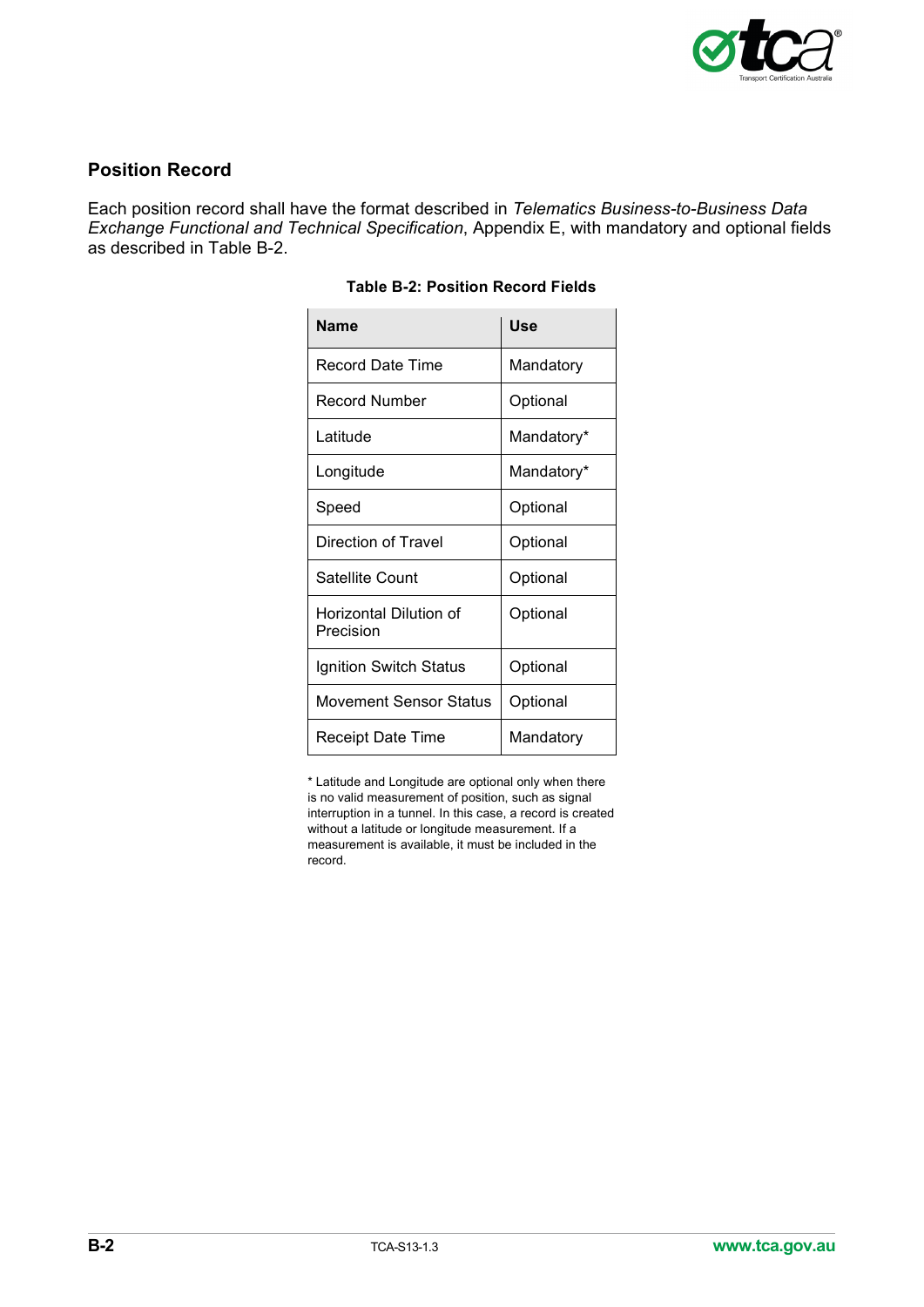## Position Record

Each position record shall have the format described in *Telematics Business-to-Business Data Exchange Functional and Technical Specification*, Appendix E, with mandatory and optional fields as described in Table B-2.

**Table B-2: Position Record Fields**

| Name | Use |
|---|---|
| Record Date Time | Mandatory |
| Record Number | Optional |
| Latitude | Mandatory* |
| Longitude | Mandatory* |
| Speed | Optional |
| Direction of Travel | Optional |
| Satellite Count | Optional |
| Horizontal Dilution of Precision | Optional |
| Ignition Switch Status | Optional |
| Movement Sensor Status | Optional |
| Receipt Date Time | Mandatory |

* Latitude and Longitude are optional only when there is no valid measurement of position, such as signal interruption in a tunnel. In this case, a record is created without a latitude or longitude measurement. If a measurement is available, it must be included in the record.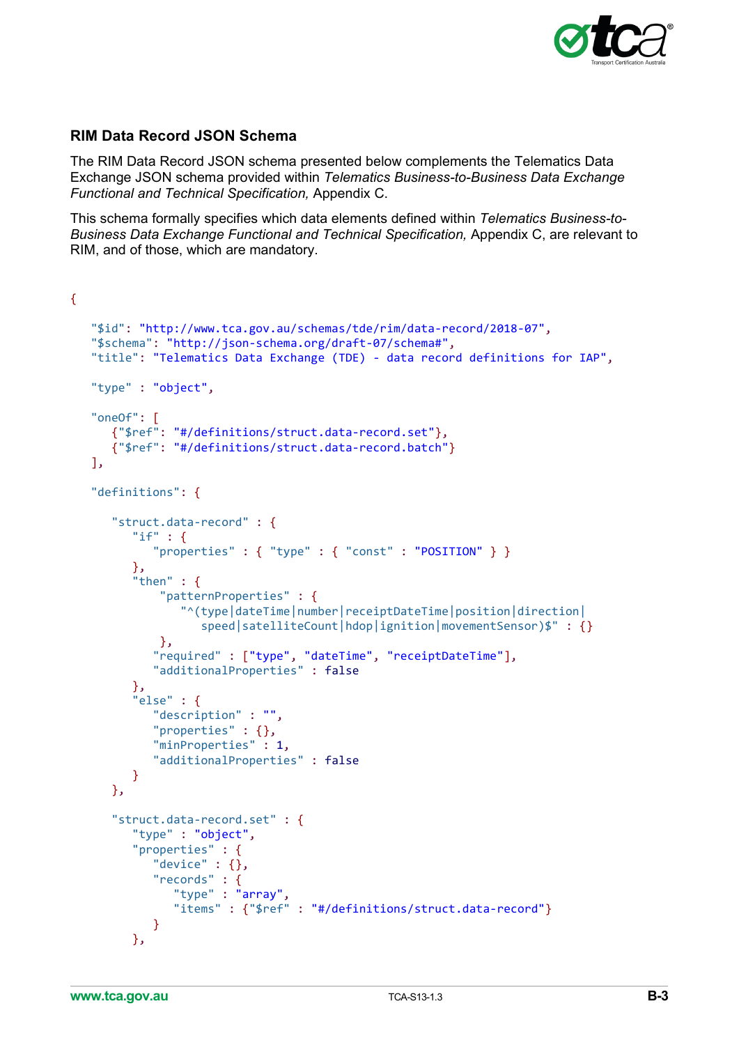### RIM Data Record JSON Schema

The RIM Data Record JSON schema presented below complements the Telematics Data Exchange JSON schema provided within *Telematics Business-to-Business Data Exchange Functional and Technical Specification,* Appendix C.

This schema formally specifies which data elements defined within *Telematics Business-to-Business Data Exchange Functional and Technical Specification,* Appendix C, are relevant to RIM, and of those, which are mandatory.

```
{

   "$id": "http://www.tca.gov.au/schemas/tde/rim/data-record/2018-07",
   "$schema": "http://json-schema.org/draft-07/schema#",
   "title": "Telematics Data Exchange (TDE) - data record definitions for IAP",

   "type" : "object",

   "oneOf": [
      {"$ref": "#/definitions/struct.data-record.set"},
      {"$ref": "#/definitions/struct.data-record.batch"}
   ],

   "definitions": {

      "struct.data-record" : {
         "if" : {
            "properties" : { "type" : { "const" : "POSITION" } }
         },
         "then" : {
             "patternProperties" : {
                "^(type|dateTime|number|receiptDateTime|position|direction|
                   speed|satelliteCount|hdop|ignition|movementSensor)$" : {}
             },
            "required" : ["type", "dateTime", "receiptDateTime"],
            "additionalProperties" : false
         },
         "else" : {
            "description" : "",
            "properties" : {},
            "minProperties" : 1,
            "additionalProperties" : false
         }
      },

      "struct.data-record.set" : {
         "type" : "object",
         "properties" : {
            "device" : {},
            "records" : {
               "type" : "array",
               "items" : {"$ref" : "#/definitions/struct.data-record"}
            }
         },
```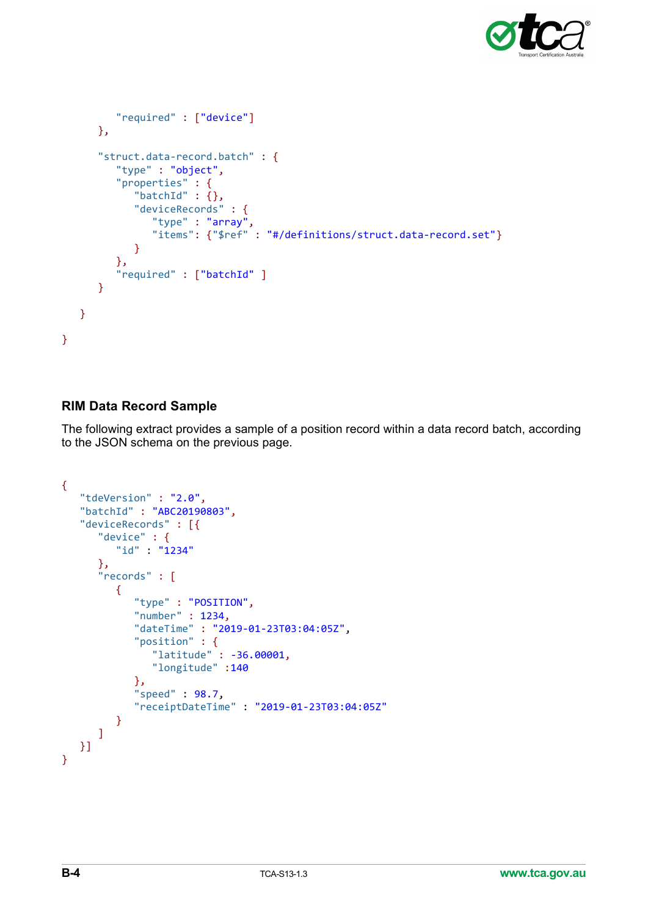```
            "required" : ["device"]
        },

        "struct.data-record.batch" : {
            "type" : "object",
            "properties" : {
                "batchId" : {},
                "deviceRecords" : {
                    "type" : "array",
                    "items": {"$ref" : "#/definitions/struct.data-record.set"}
                }
            },
            "required" : ["batchId" ]
        }

    }

}
```

### RIM Data Record Sample

The following extract provides a sample of a position record within a data record batch, according to the JSON schema on the previous page.

```
{
    "tdeVersion" : "2.0",
    "batchId" : "ABC20190803",
    "deviceRecords" : [{
        "device" : {
            "id" : "1234"
        },
        "records" : [
            {
                "type" : "POSITION",
                "number" : 1234,
                "dateTime" : "2019-01-23T03:04:05Z",
                "position" : {
                    "latitude" : -36.00001,
                    "longitude" :140
                },
                "speed" : 98.7,
                "receiptDateTime" : "2019-01-23T03:04:05Z"
            }
        ]
    }]
}
```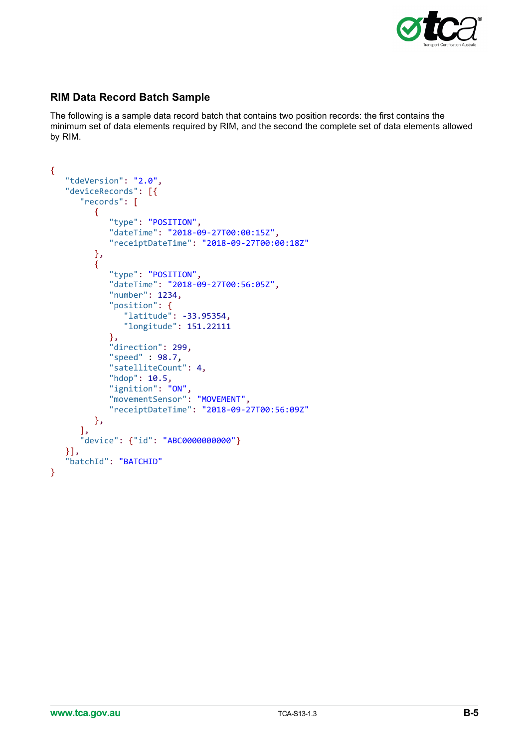## RIM Data Record Batch Sample

The following is a sample data record batch that contains two position records: the first contains the minimum set of data elements required by RIM, and the second the complete set of data elements allowed by RIM.

```
{
   "tdeVersion": "2.0",
   "deviceRecords": [{
      "records": [
         {
            "type": "POSITION",
            "dateTime": "2018-09-27T00:00:15Z",
            "receiptDateTime": "2018-09-27T00:00:18Z"
         },
         {
            "type": "POSITION",
            "dateTime": "2018-09-27T00:56:05Z",
            "number": 1234,
            "position": {
               "latitude": -33.95354,
               "longitude": 151.22111
            },
            "direction": 299,
            "speed" : 98.7,
            "satelliteCount": 4,
            "hdop": 10.5,
            "ignition": "ON",
            "movementSensor": "MOVEMENT",
            "receiptDateTime": "2018-09-27T00:56:09Z"
         },
      ],
      "device": {"id": "ABC0000000000"}
   }],
   "batchId": "BATCHID"
}
```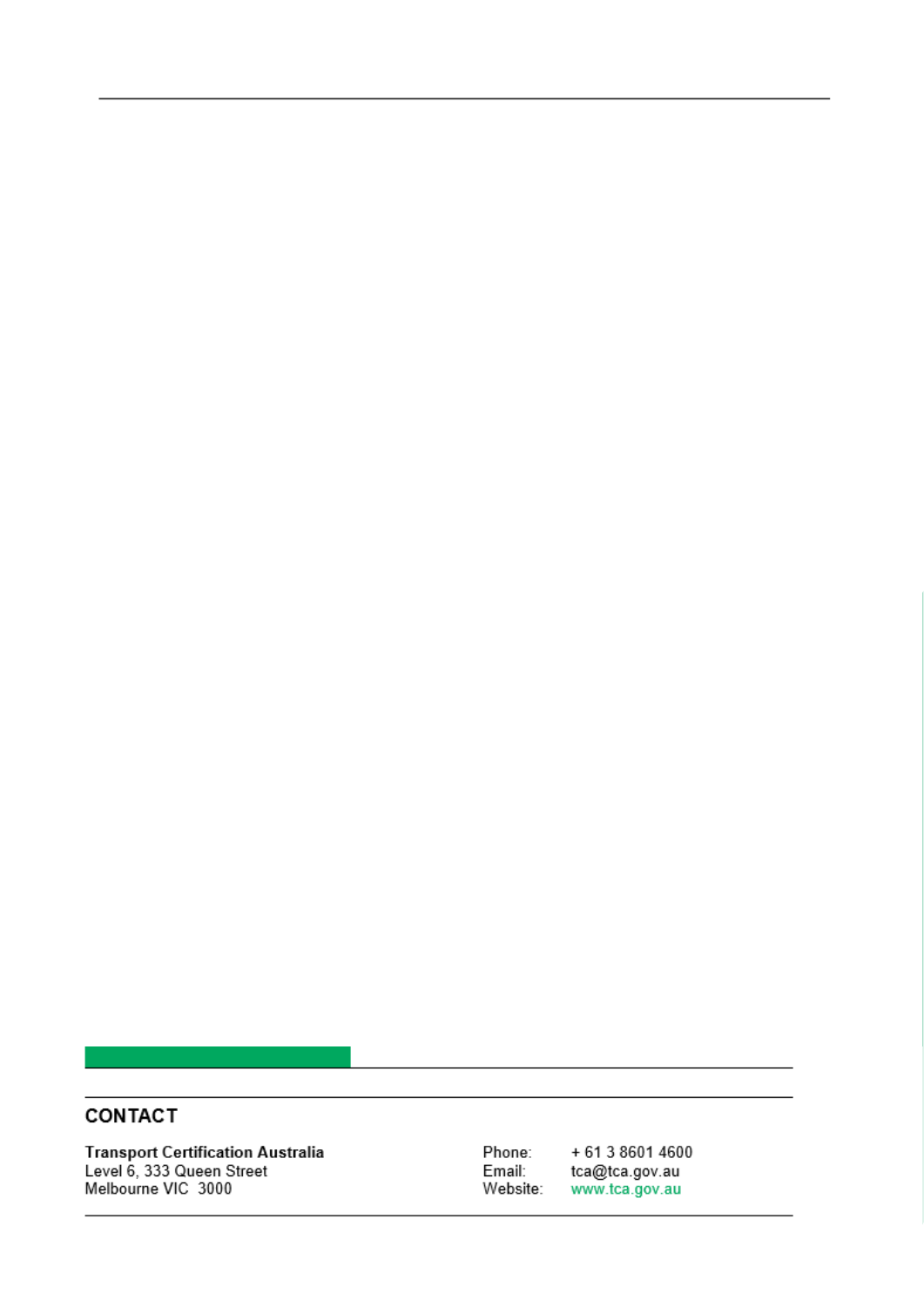## CONTACT

**Transport Certification Australia**
Level 6, 333 Queen Street
Melbourne VIC 3000

Phone: + 61 3 8601 4600
Email: tca@tca.gov.au
Website: www.tca.gov.au